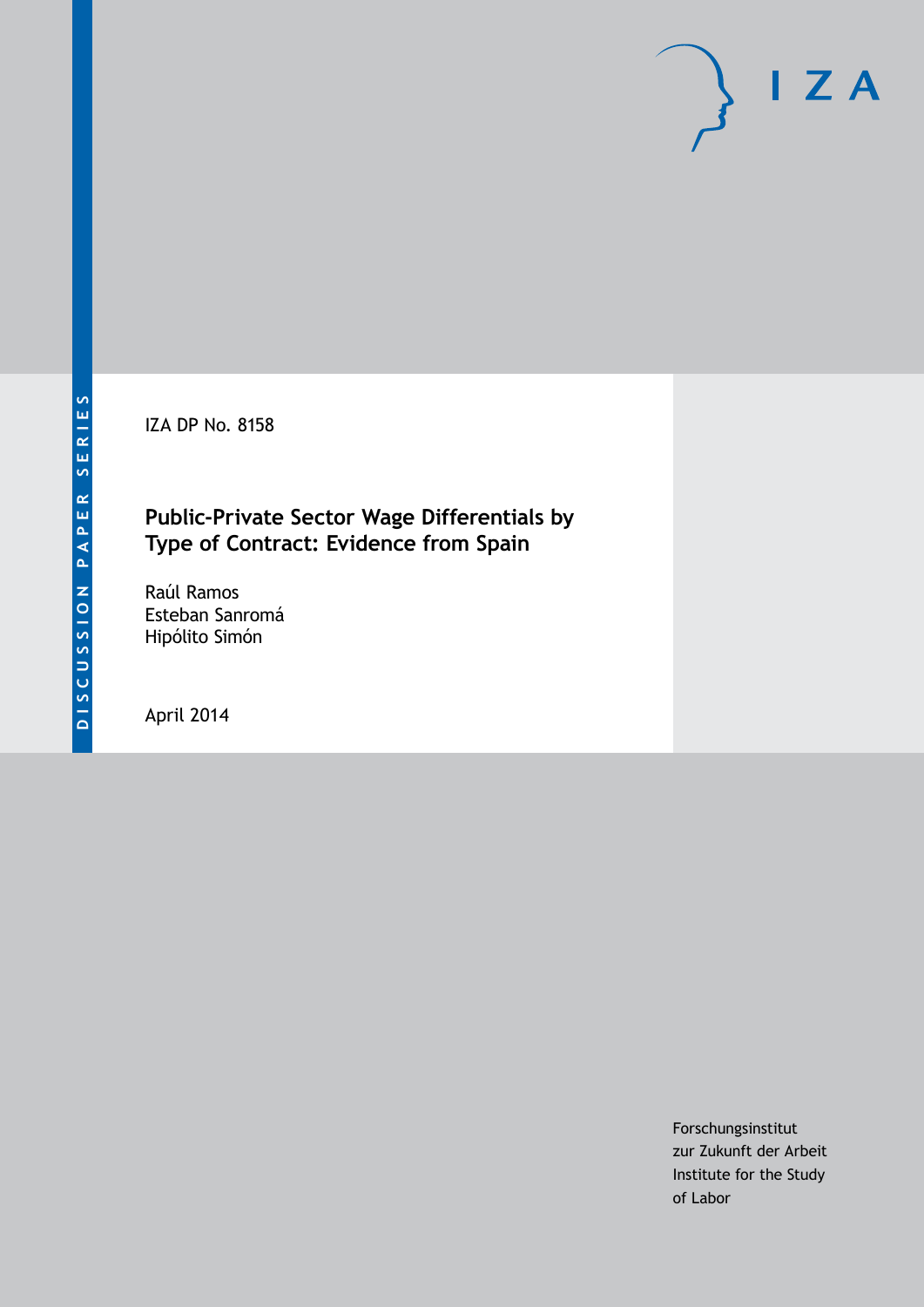DISCUSSION PAPER SERIES

IZA

IZA DP No. 8158

# Public-Private Sector Wage Differentials by Type of Contract: Evidence from Spain

Raúl Ramos
Esteban Sanromá
Hipólito Simón

April 2014

Forschungsinstitut
zur Zukunft der Arbeit
Institute for the Study
of Labor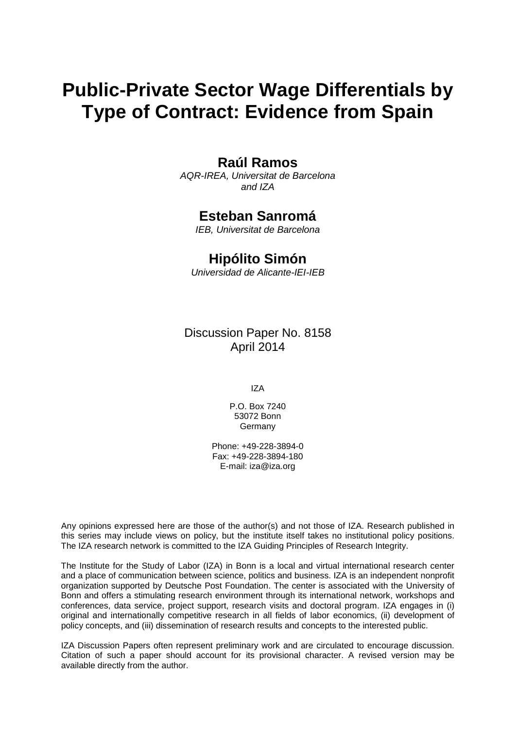# Public-Private Sector Wage Differentials by Type of Contract: Evidence from Spain

## Raúl Ramos

*AQR-IREA, Universitat de Barcelona and IZA*

## Esteban Sanromá

*IEB, Universitat de Barcelona*

## Hipólito Simón

*Universidad de Alicante-IEI-IEB*

Discussion Paper No. 8158
April 2014

IZA

P.O. Box 7240
53072 Bonn
Germany

Phone: +49-228-3894-0
Fax: +49-228-3894-180
E-mail: iza@iza.org

Any opinions expressed here are those of the author(s) and not those of IZA. Research published in this series may include views on policy, but the institute itself takes no institutional policy positions. The IZA research network is committed to the IZA Guiding Principles of Research Integrity.

The Institute for the Study of Labor (IZA) in Bonn is a local and virtual international research center and a place of communication between science, politics and business. IZA is an independent nonprofit organization supported by Deutsche Post Foundation. The center is associated with the University of Bonn and offers a stimulating research environment through its international network, workshops and conferences, data service, project support, research visits and doctoral program. IZA engages in (i) original and internationally competitive research in all fields of labor economics, (ii) development of policy concepts, and (iii) dissemination of research results and concepts to the interested public.

IZA Discussion Papers often represent preliminary work and are circulated to encourage discussion. Citation of such a paper should account for its provisional character. A revised version may be available directly from the author.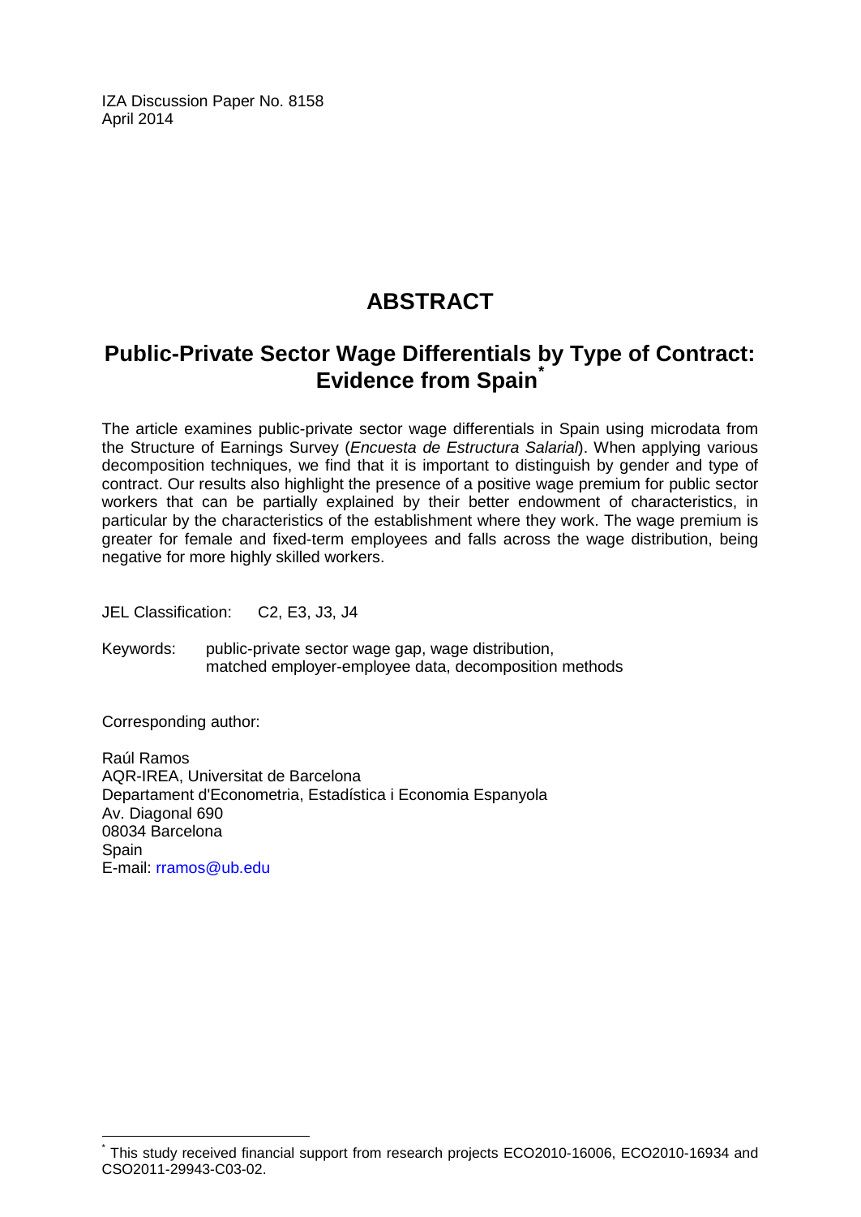IZA Discussion Paper No. 8158
April 2014

# ABSTRACT

## Public-Private Sector Wage Differentials by Type of Contract: Evidence from Spain*

The article examines public-private sector wage differentials in Spain using microdata from the Structure of Earnings Survey (*Encuesta de Estructura Salarial*). When applying various decomposition techniques, we find that it is important to distinguish by gender and type of contract. Our results also highlight the presence of a positive wage premium for public sector workers that can be partially explained by their better endowment of characteristics, in particular by the characteristics of the establishment where they work. The wage premium is greater for female and fixed-term employees and falls across the wage distribution, being negative for more highly skilled workers.

JEL Classification: C2, E3, J3, J4

Keywords: public-private sector wage gap, wage distribution, matched employer-employee data, decomposition methods

Corresponding author:

Raúl Ramos
AQR-IREA, Universitat de Barcelona
Departament d'Econometria, Estadística i Economia Espanyola
Av. Diagonal 690
08034 Barcelona
Spain
E-mail: rramos@ub.edu

---

* This study received financial support from research projects ECO2010-16006, ECO2010-16934 and CSO2011-29943-C03-02.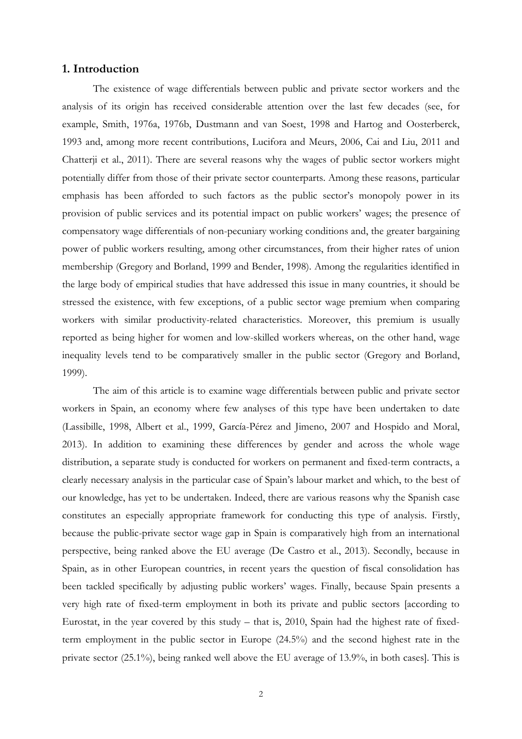## 1. Introduction

The existence of wage differentials between public and private sector workers and the analysis of its origin has received considerable attention over the last few decades (see, for example, Smith, 1976a, 1976b, Dustmann and van Soest, 1998 and Hartog and Oosterberck, 1993 and, among more recent contributions, Lucifora and Meurs, 2006, Cai and Liu, 2011 and Chatterji et al., 2011). There are several reasons why the wages of public sector workers might potentially differ from those of their private sector counterparts. Among these reasons, particular emphasis has been afforded to such factors as the public sector's monopoly power in its provision of public services and its potential impact on public workers' wages; the presence of compensatory wage differentials of non-pecuniary working conditions and, the greater bargaining power of public workers resulting, among other circumstances, from their higher rates of union membership (Gregory and Borland, 1999 and Bender, 1998). Among the regularities identified in the large body of empirical studies that have addressed this issue in many countries, it should be stressed the existence, with few exceptions, of a public sector wage premium when comparing workers with similar productivity-related characteristics. Moreover, this premium is usually reported as being higher for women and low-skilled workers whereas, on the other hand, wage inequality levels tend to be comparatively smaller in the public sector (Gregory and Borland, 1999).

The aim of this article is to examine wage differentials between public and private sector workers in Spain, an economy where few analyses of this type have been undertaken to date (Lassibille, 1998, Albert et al., 1999, García-Pérez and Jimeno, 2007 and Hospido and Moral, 2013). In addition to examining these differences by gender and across the whole wage distribution, a separate study is conducted for workers on permanent and fixed-term contracts, a clearly necessary analysis in the particular case of Spain's labour market and which, to the best of our knowledge, has yet to be undertaken. Indeed, there are various reasons why the Spanish case constitutes an especially appropriate framework for conducting this type of analysis. Firstly, because the public-private sector wage gap in Spain is comparatively high from an international perspective, being ranked above the EU average (De Castro et al., 2013). Secondly, because in Spain, as in other European countries, in recent years the question of fiscal consolidation has been tackled specifically by adjusting public workers' wages. Finally, because Spain presents a very high rate of fixed-term employment in both its private and public sectors [according to Eurostat, in the year covered by this study – that is, 2010, Spain had the highest rate of fixed-term employment in the public sector in Europe (24.5%) and the second highest rate in the private sector (25.1%), being ranked well above the EU average of 13.9%, in both cases]. This is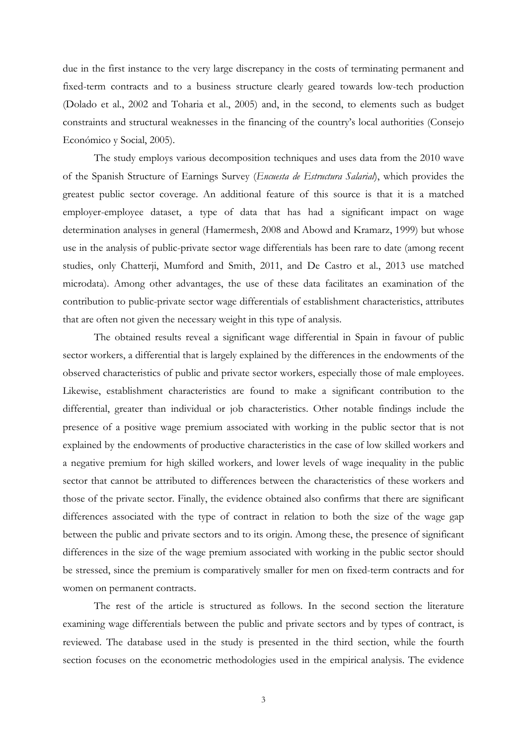due in the first instance to the very large discrepancy in the costs of terminating permanent and fixed-term contracts and to a business structure clearly geared towards low-tech production (Dolado et al., 2002 and Toharia et al., 2005) and, in the second, to elements such as budget constraints and structural weaknesses in the financing of the country's local authorities (Consejo Económico y Social, 2005).

The study employs various decomposition techniques and uses data from the 2010 wave of the Spanish Structure of Earnings Survey (*Encuesta de Estructura Salarial*), which provides the greatest public sector coverage. An additional feature of this source is that it is a matched employer-employee dataset, a type of data that has had a significant impact on wage determination analyses in general (Hamermesh, 2008 and Abowd and Kramarz, 1999) but whose use in the analysis of public-private sector wage differentials has been rare to date (among recent studies, only Chatterji, Mumford and Smith, 2011, and De Castro et al., 2013 use matched microdata). Among other advantages, the use of these data facilitates an examination of the contribution to public-private sector wage differentials of establishment characteristics, attributes that are often not given the necessary weight in this type of analysis.

The obtained results reveal a significant wage differential in Spain in favour of public sector workers, a differential that is largely explained by the differences in the endowments of the observed characteristics of public and private sector workers, especially those of male employees. Likewise, establishment characteristics are found to make a significant contribution to the differential, greater than individual or job characteristics. Other notable findings include the presence of a positive wage premium associated with working in the public sector that is not explained by the endowments of productive characteristics in the case of low skilled workers and a negative premium for high skilled workers, and lower levels of wage inequality in the public sector that cannot be attributed to differences between the characteristics of these workers and those of the private sector. Finally, the evidence obtained also confirms that there are significant differences associated with the type of contract in relation to both the size of the wage gap between the public and private sectors and to its origin. Among these, the presence of significant differences in the size of the wage premium associated with working in the public sector should be stressed, since the premium is comparatively smaller for men on fixed-term contracts and for women on permanent contracts.

The rest of the article is structured as follows. In the second section the literature examining wage differentials between the public and private sectors and by types of contract, is reviewed. The database used in the study is presented in the third section, while the fourth section focuses on the econometric methodologies used in the empirical analysis. The evidence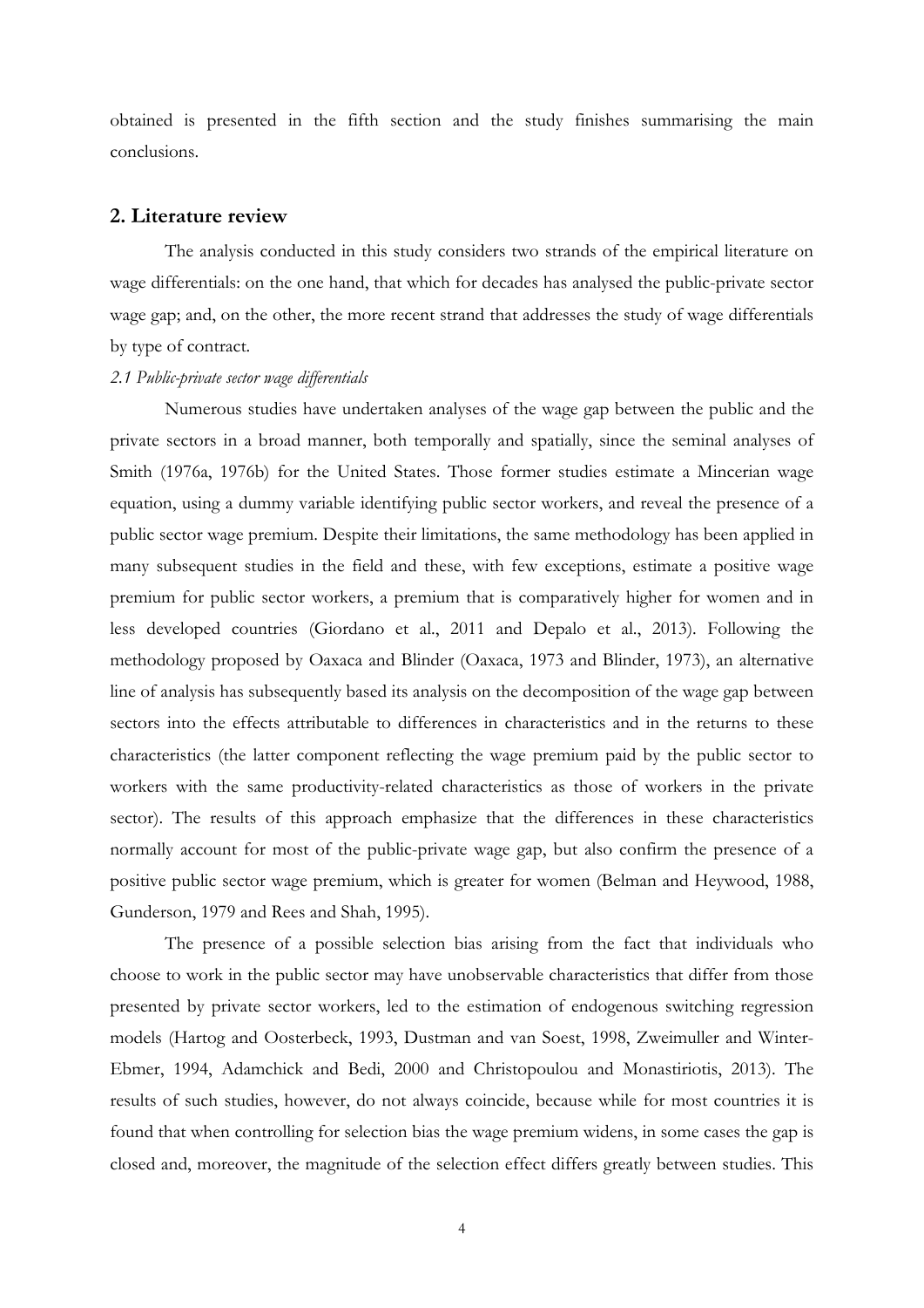obtained is presented in the fifth section and the study finishes summarising the main conclusions.

## 2. Literature review

The analysis conducted in this study considers two strands of the empirical literature on wage differentials: on the one hand, that which for decades has analysed the public-private sector wage gap; and, on the other, the more recent strand that addresses the study of wage differentials by type of contract.

### *2.1 Public-private sector wage differentials*

Numerous studies have undertaken analyses of the wage gap between the public and the private sectors in a broad manner, both temporally and spatially, since the seminal analyses of Smith (1976a, 1976b) for the United States. Those former studies estimate a Mincerian wage equation, using a dummy variable identifying public sector workers, and reveal the presence of a public sector wage premium. Despite their limitations, the same methodology has been applied in many subsequent studies in the field and these, with few exceptions, estimate a positive wage premium for public sector workers, a premium that is comparatively higher for women and in less developed countries (Giordano et al., 2011 and Depalo et al., 2013). Following the methodology proposed by Oaxaca and Blinder (Oaxaca, 1973 and Blinder, 1973), an alternative line of analysis has subsequently based its analysis on the decomposition of the wage gap between sectors into the effects attributable to differences in characteristics and in the returns to these characteristics (the latter component reflecting the wage premium paid by the public sector to workers with the same productivity-related characteristics as those of workers in the private sector). The results of this approach emphasize that the differences in these characteristics normally account for most of the public-private wage gap, but also confirm the presence of a positive public sector wage premium, which is greater for women (Belman and Heywood, 1988, Gunderson, 1979 and Rees and Shah, 1995).

The presence of a possible selection bias arising from the fact that individuals who choose to work in the public sector may have unobservable characteristics that differ from those presented by private sector workers, led to the estimation of endogenous switching regression models (Hartog and Oosterbeck, 1993, Dustman and van Soest, 1998, Zweimuller and Winter-Ebmer, 1994, Adamchick and Bedi, 2000 and Christopoulou and Monastiriotis, 2013). The results of such studies, however, do not always coincide, because while for most countries it is found that when controlling for selection bias the wage premium widens, in some cases the gap is closed and, moreover, the magnitude of the selection effect differs greatly between studies. This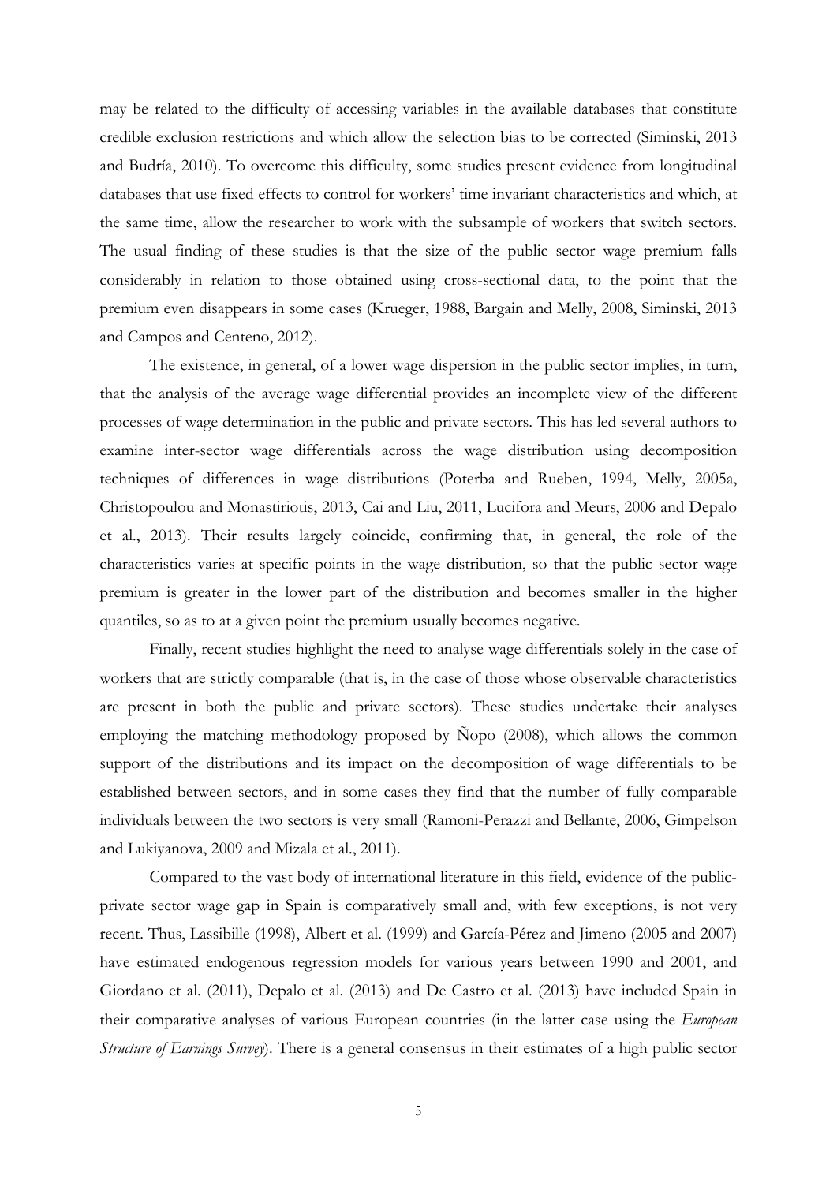may be related to the difficulty of accessing variables in the available databases that constitute credible exclusion restrictions and which allow the selection bias to be corrected (Siminski, 2013 and Budría, 2010). To overcome this difficulty, some studies present evidence from longitudinal databases that use fixed effects to control for workers' time invariant characteristics and which, at the same time, allow the researcher to work with the subsample of workers that switch sectors. The usual finding of these studies is that the size of the public sector wage premium falls considerably in relation to those obtained using cross-sectional data, to the point that the premium even disappears in some cases (Krueger, 1988, Bargain and Melly, 2008, Siminski, 2013 and Campos and Centeno, 2012).

The existence, in general, of a lower wage dispersion in the public sector implies, in turn, that the analysis of the average wage differential provides an incomplete view of the different processes of wage determination in the public and private sectors. This has led several authors to examine inter-sector wage differentials across the wage distribution using decomposition techniques of differences in wage distributions (Poterba and Rueben, 1994, Melly, 2005a, Christopoulou and Monastiriotis, 2013, Cai and Liu, 2011, Lucifora and Meurs, 2006 and Depalo et al., 2013). Their results largely coincide, confirming that, in general, the role of the characteristics varies at specific points in the wage distribution, so that the public sector wage premium is greater in the lower part of the distribution and becomes smaller in the higher quantiles, so as to at a given point the premium usually becomes negative.

Finally, recent studies highlight the need to analyse wage differentials solely in the case of workers that are strictly comparable (that is, in the case of those whose observable characteristics are present in both the public and private sectors). These studies undertake their analyses employing the matching methodology proposed by Ñopo (2008), which allows the common support of the distributions and its impact on the decomposition of wage differentials to be established between sectors, and in some cases they find that the number of fully comparable individuals between the two sectors is very small (Ramoni-Perazzi and Bellante, 2006, Gimpelson and Lukiyanova, 2009 and Mizala et al., 2011).

Compared to the vast body of international literature in this field, evidence of the public-private sector wage gap in Spain is comparatively small and, with few exceptions, is not very recent. Thus, Lassibille (1998), Albert et al. (1999) and García-Pérez and Jimeno (2005 and 2007) have estimated endogenous regression models for various years between 1990 and 2001, and Giordano et al. (2011), Depalo et al. (2013) and De Castro et al. (2013) have included Spain in their comparative analyses of various European countries (in the latter case using the *European Structure of Earnings Survey*). There is a general consensus in their estimates of a high public sector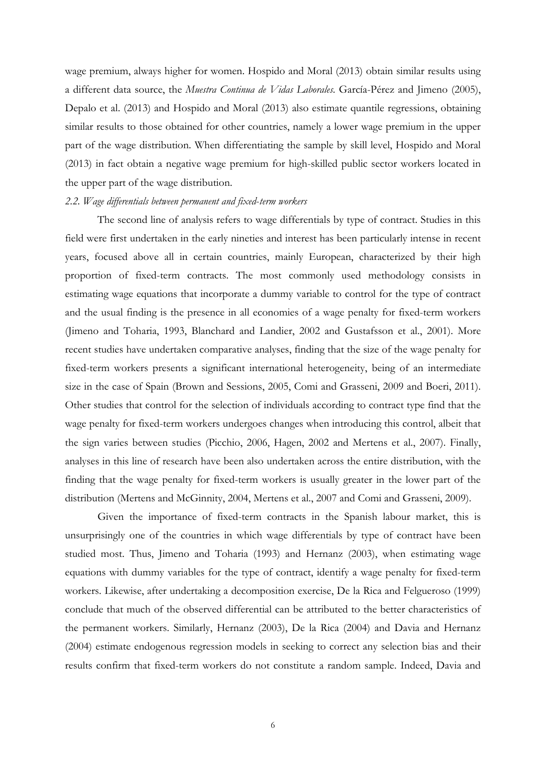wage premium, always higher for women. Hospido and Moral (2013) obtain similar results using a different data source, the *Muestra Continua de Vidas Laborales*. García-Pérez and Jimeno (2005), Depalo et al. (2013) and Hospido and Moral (2013) also estimate quantile regressions, obtaining similar results to those obtained for other countries, namely a lower wage premium in the upper part of the wage distribution. When differentiating the sample by skill level, Hospido and Moral (2013) in fact obtain a negative wage premium for high-skilled public sector workers located in the upper part of the wage distribution.

### *2.2. Wage differentials between permanent and fixed-term workers*

The second line of analysis refers to wage differentials by type of contract. Studies in this field were first undertaken in the early nineties and interest has been particularly intense in recent years, focused above all in certain countries, mainly European, characterized by their high proportion of fixed-term contracts. The most commonly used methodology consists in estimating wage equations that incorporate a dummy variable to control for the type of contract and the usual finding is the presence in all economies of a wage penalty for fixed-term workers (Jimeno and Toharia, 1993, Blanchard and Landier, 2002 and Gustafsson et al., 2001). More recent studies have undertaken comparative analyses, finding that the size of the wage penalty for fixed-term workers presents a significant international heterogeneity, being of an intermediate size in the case of Spain (Brown and Sessions, 2005, Comi and Grasseni, 2009 and Boeri, 2011). Other studies that control for the selection of individuals according to contract type find that the wage penalty for fixed-term workers undergoes changes when introducing this control, albeit that the sign varies between studies (Picchio, 2006, Hagen, 2002 and Mertens et al., 2007). Finally, analyses in this line of research have been also undertaken across the entire distribution, with the finding that the wage penalty for fixed-term workers is usually greater in the lower part of the distribution (Mertens and McGinnity, 2004, Mertens et al., 2007 and Comi and Grasseni, 2009).

Given the importance of fixed-term contracts in the Spanish labour market, this is unsurprisingly one of the countries in which wage differentials by type of contract have been studied most. Thus, Jimeno and Toharia (1993) and Hernanz (2003), when estimating wage equations with dummy variables for the type of contract, identify a wage penalty for fixed-term workers. Likewise, after undertaking a decomposition exercise, De la Rica and Felgueroso (1999) conclude that much of the observed differential can be attributed to the better characteristics of the permanent workers. Similarly, Hernanz (2003), De la Rica (2004) and Davia and Hernanz (2004) estimate endogenous regression models in seeking to correct any selection bias and their results confirm that fixed-term workers do not constitute a random sample. Indeed, Davia and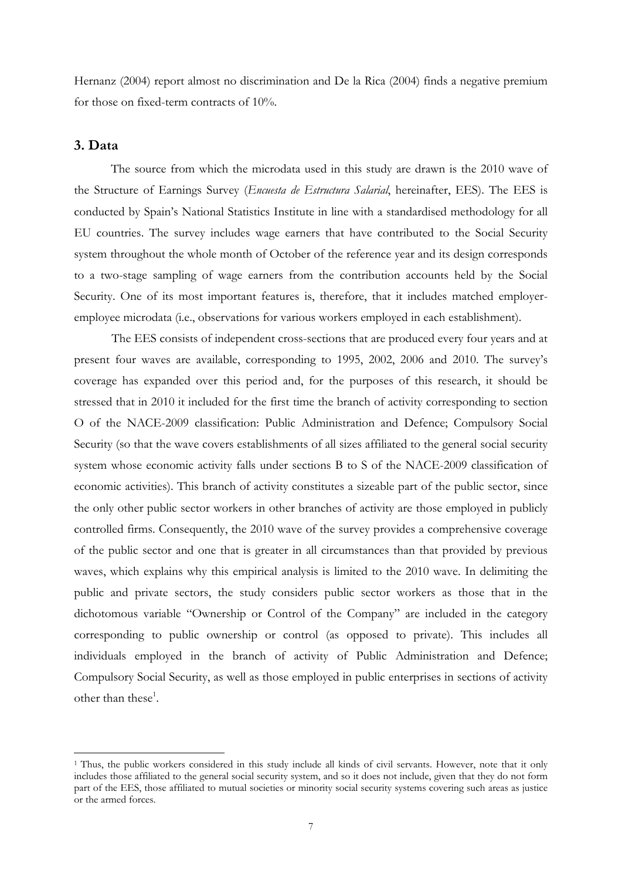Hernanz (2004) report almost no discrimination and De la Rica (2004) finds a negative premium for those on fixed-term contracts of 10%.

## 3. Data

The source from which the microdata used in this study are drawn is the 2010 wave of the Structure of Earnings Survey (*Encuesta de Estructura Salarial*, hereinafter, EES). The EES is conducted by Spain's National Statistics Institute in line with a standardised methodology for all EU countries. The survey includes wage earners that have contributed to the Social Security system throughout the whole month of October of the reference year and its design corresponds to a two-stage sampling of wage earners from the contribution accounts held by the Social Security. One of its most important features is, therefore, that it includes matched employer-employee microdata (i.e., observations for various workers employed in each establishment).

The EES consists of independent cross-sections that are produced every four years and at present four waves are available, corresponding to 1995, 2002, 2006 and 2010. The survey's coverage has expanded over this period and, for the purposes of this research, it should be stressed that in 2010 it included for the first time the branch of activity corresponding to section O of the NACE-2009 classification: Public Administration and Defence; Compulsory Social Security (so that the wave covers establishments of all sizes affiliated to the general social security system whose economic activity falls under sections B to S of the NACE-2009 classification of economic activities). This branch of activity constitutes a sizeable part of the public sector, since the only other public sector workers in other branches of activity are those employed in publicly controlled firms. Consequently, the 2010 wave of the survey provides a comprehensive coverage of the public sector and one that is greater in all circumstances than that provided by previous waves, which explains why this empirical analysis is limited to the 2010 wave. In delimiting the public and private sectors, the study considers public sector workers as those that in the dichotomous variable "Ownership or Control of the Company" are included in the category corresponding to public ownership or control (as opposed to private). This includes all individuals employed in the branch of activity of Public Administration and Defence; Compulsory Social Security, as well as those employed in public enterprises in sections of activity other than these[1].

---

[1] Thus, the public workers considered in this study include all kinds of civil servants. However, note that it only includes those affiliated to the general social security system, and so it does not include, given that they do not form part of the EES, those affiliated to mutual societies or minority social security systems covering such areas as justice or the armed forces.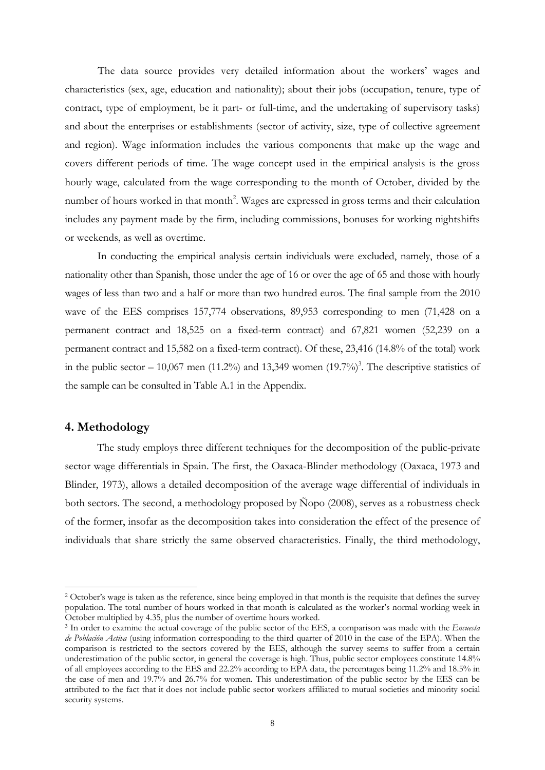The data source provides very detailed information about the workers' wages and characteristics (sex, age, education and nationality); about their jobs (occupation, tenure, type of contract, type of employment, be it part- or full-time, and the undertaking of supervisory tasks) and about the enterprises or establishments (sector of activity, size, type of collective agreement and region). Wage information includes the various components that make up the wage and covers different periods of time. The wage concept used in the empirical analysis is the gross hourly wage, calculated from the wage corresponding to the month of October, divided by the number of hours worked in that month[2]. Wages are expressed in gross terms and their calculation includes any payment made by the firm, including commissions, bonuses for working nightshifts or weekends, as well as overtime.

In conducting the empirical analysis certain individuals were excluded, namely, those of a nationality other than Spanish, those under the age of 16 or over the age of 65 and those with hourly wages of less than two and a half or more than two hundred euros. The final sample from the 2010 wave of the EES comprises 157,774 observations, 89,953 corresponding to men (71,428 on a permanent contract and 18,525 on a fixed-term contract) and 67,821 women (52,239 on a permanent contract and 15,582 on a fixed-term contract). Of these, 23,416 (14.8% of the total) work in the public sector – 10,067 men (11.2%) and 13,349 women (19.7%)[3]. The descriptive statistics of the sample can be consulted in Table A.1 in the Appendix.

## 4. Methodology

The study employs three different techniques for the decomposition of the public-private sector wage differentials in Spain. The first, the Oaxaca-Blinder methodology (Oaxaca, 1973 and Blinder, 1973), allows a detailed decomposition of the average wage differential of individuals in both sectors. The second, a methodology proposed by Ñopo (2008), serves as a robustness check of the former, insofar as the decomposition takes into consideration the effect of the presence of individuals that share strictly the same observed characteristics. Finally, the third methodology,

---

[2] October's wage is taken as the reference, since being employed in that month is the requisite that defines the survey population. The total number of hours worked in that month is calculated as the worker's normal working week in October multiplied by 4.35, plus the number of overtime hours worked.

[3] In order to examine the actual coverage of the public sector of the EES, a comparison was made with the *Encuesta de Población Activa* (using information corresponding to the third quarter of 2010 in the case of the EPA). When the comparison is restricted to the sectors covered by the EES, although the survey seems to suffer from a certain underestimation of the public sector, in general the coverage is high. Thus, public sector employees constitute 14.8% of all employees according to the EES and 22.2% according to EPA data, the percentages being 11.2% and 18.5% in the case of men and 19.7% and 26.7% for women. This underestimation of the public sector by the EES can be attributed to the fact that it does not include public sector workers affiliated to mutual societies and minority social security systems.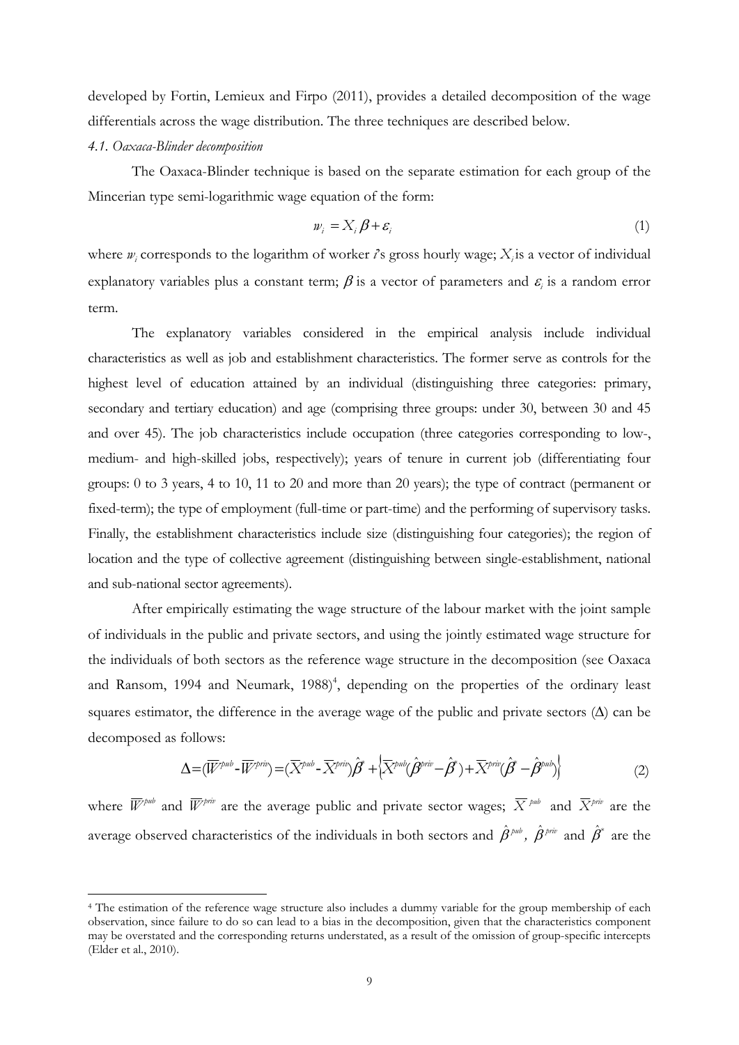developed by Fortin, Lemieux and Firpo (2011), provides a detailed decomposition of the wage differentials across the wage distribution. The three techniques are described below.

*4.1. Oaxaca-Blinder decomposition*

The Oaxaca-Blinder technique is based on the separate estimation for each group of the Mincerian type semi-logarithmic wage equation of the form:

$$w_i = X_i \beta + \varepsilon_i \tag{1}$$

where $w_i$ corresponds to the logarithm of worker *i*'s gross hourly wage; $X_i$ is a vector of individual explanatory variables plus a constant term; $\beta$ is a vector of parameters and $\varepsilon_i$ is a random error term.

The explanatory variables considered in the empirical analysis include individual characteristics as well as job and establishment characteristics. The former serve as controls for the highest level of education attained by an individual (distinguishing three categories: primary, secondary and tertiary education) and age (comprising three groups: under 30, between 30 and 45 and over 45). The job characteristics include occupation (three categories corresponding to low-, medium- and high-skilled jobs, respectively); years of tenure in current job (differentiating four groups: 0 to 3 years, 4 to 10, 11 to 20 and more than 20 years); the type of contract (permanent or fixed-term); the type of employment (full-time or part-time) and the performing of supervisory tasks. Finally, the establishment characteristics include size (distinguishing four categories); the region of location and the type of collective agreement (distinguishing between single-establishment, national and sub-national sector agreements).

After empirically estimating the wage structure of the labour market with the joint sample of individuals in the public and private sectors, and using the jointly estimated wage structure for the individuals of both sectors as the reference wage structure in the decomposition (see Oaxaca and Ransom, 1994 and Neumark, 1988)[4], depending on the properties of the ordinary least squares estimator, the difference in the average wage of the public and private sectors ($\Delta$) can be decomposed as follows:

$$\Delta = (\overline{W}^{pub} - \overline{W}^{priv}) = (\overline{X}^{pub} - \overline{X}^{priv})\hat{\beta}^{*} + \left\{ \overline{X}^{pub}(\hat{\beta}^{priv} - \hat{\beta}^{*}) + \overline{X}^{priv}(\hat{\beta}^{*} - \hat{\beta}^{pub}) \right\} \tag{2}$$

where $\overline{W}^{pub}$ and $\overline{W}^{priv}$ are the average public and private sector wages; $\overline{X}^{pub}$ and $\overline{X}^{priv}$ are the average observed characteristics of the individuals in both sectors and $\hat{\beta}^{pub}$, $\hat{\beta}^{priv}$ and $\hat{\beta}^{*}$ are the

---

[4] The estimation of the reference wage structure also includes a dummy variable for the group membership of each observation, since failure to do so can lead to a bias in the decomposition, given that the characteristics component may be overstated and the corresponding returns understated, as a result of the omission of group-specific intercepts (Elder et al., 2010).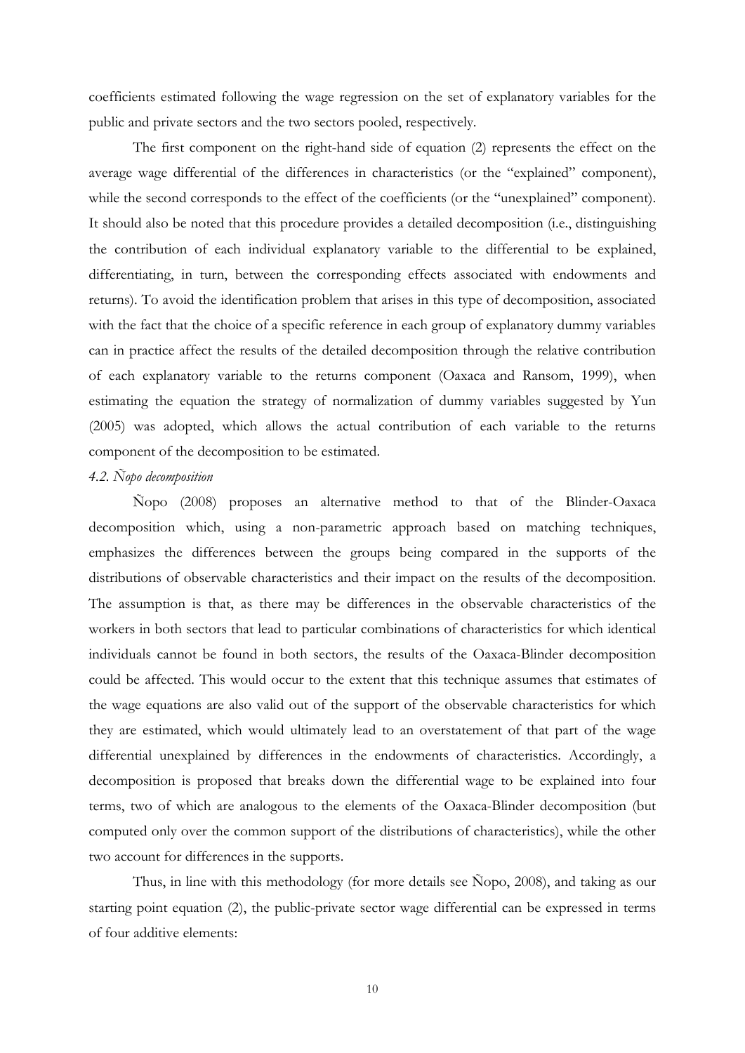coefficients estimated following the wage regression on the set of explanatory variables for the public and private sectors and the two sectors pooled, respectively.

The first component on the right-hand side of equation (2) represents the effect on the average wage differential of the differences in characteristics (or the "explained" component), while the second corresponds to the effect of the coefficients (or the "unexplained" component). It should also be noted that this procedure provides a detailed decomposition (i.e., distinguishing the contribution of each individual explanatory variable to the differential to be explained, differentiating, in turn, between the corresponding effects associated with endowments and returns). To avoid the identification problem that arises in this type of decomposition, associated with the fact that the choice of a specific reference in each group of explanatory dummy variables can in practice affect the results of the detailed decomposition through the relative contribution of each explanatory variable to the returns component (Oaxaca and Ransom, 1999), when estimating the equation the strategy of normalization of dummy variables suggested by Yun (2005) was adopted, which allows the actual contribution of each variable to the returns component of the decomposition to be estimated.

*4.2. Ñopo decomposition*

Ñopo (2008) proposes an alternative method to that of the Blinder-Oaxaca decomposition which, using a non-parametric approach based on matching techniques, emphasizes the differences between the groups being compared in the supports of the distributions of observable characteristics and their impact on the results of the decomposition. The assumption is that, as there may be differences in the observable characteristics of the workers in both sectors that lead to particular combinations of characteristics for which identical individuals cannot be found in both sectors, the results of the Oaxaca-Blinder decomposition could be affected. This would occur to the extent that this technique assumes that estimates of the wage equations are also valid out of the support of the observable characteristics for which they are estimated, which would ultimately lead to an overstatement of that part of the wage differential unexplained by differences in the endowments of characteristics. Accordingly, a decomposition is proposed that breaks down the differential wage to be explained into four terms, two of which are analogous to the elements of the Oaxaca-Blinder decomposition (but computed only over the common support of the distributions of characteristics), while the other two account for differences in the supports.

Thus, in line with this methodology (for more details see Ñopo, 2008), and taking as our starting point equation (2), the public-private sector wage differential can be expressed in terms of four additive elements: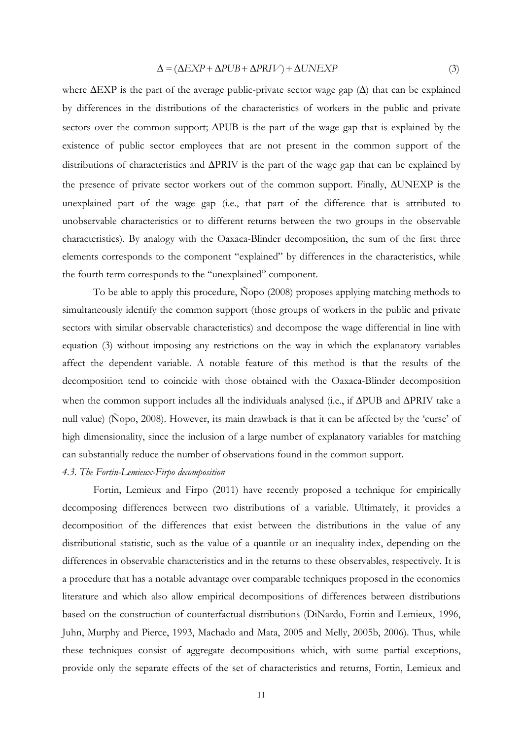$$\Delta = (\Delta EXP + \Delta PUB + \Delta PRIV) + \Delta UNEXP \tag{3}$$

where ΔEXP is the part of the average public-private sector wage gap (Δ) that can be explained by differences in the distributions of the characteristics of workers in the public and private sectors over the common support; ΔPUB is the part of the wage gap that is explained by the existence of public sector employees that are not present in the common support of the distributions of characteristics and ΔPRIV is the part of the wage gap that can be explained by the presence of private sector workers out of the common support. Finally, ΔUNEXP is the unexplained part of the wage gap (i.e., that part of the difference that is attributed to unobservable characteristics or to different returns between the two groups in the observable characteristics). By analogy with the Oaxaca-Blinder decomposition, the sum of the first three elements corresponds to the component "explained" by differences in the characteristics, while the fourth term corresponds to the "unexplained" component.

To be able to apply this procedure, Ñopo (2008) proposes applying matching methods to simultaneously identify the common support (those groups of workers in the public and private sectors with similar observable characteristics) and decompose the wage differential in line with equation (3) without imposing any restrictions on the way in which the explanatory variables affect the dependent variable. A notable feature of this method is that the results of the decomposition tend to coincide with those obtained with the Oaxaca-Blinder decomposition when the common support includes all the individuals analysed (i.e., if ΔPUB and ΔPRIV take a null value) (Ñopo, 2008). However, its main drawback is that it can be affected by the 'curse' of high dimensionality, since the inclusion of a large number of explanatory variables for matching can substantially reduce the number of observations found in the common support.

*4.3. The Fortin-Lemieux-Firpo decomposition*

Fortin, Lemieux and Firpo (2011) have recently proposed a technique for empirically decomposing differences between two distributions of a variable. Ultimately, it provides a decomposition of the differences that exist between the distributions in the value of any distributional statistic, such as the value of a quantile or an inequality index, depending on the differences in observable characteristics and in the returns to these observables, respectively. It is a procedure that has a notable advantage over comparable techniques proposed in the economics literature and which also allow empirical decompositions of differences between distributions based on the construction of counterfactual distributions (DiNardo, Fortin and Lemieux, 1996, Juhn, Murphy and Pierce, 1993, Machado and Mata, 2005 and Melly, 2005b, 2006). Thus, while these techniques consist of aggregate decompositions which, with some partial exceptions, provide only the separate effects of the set of characteristics and returns, Fortin, Lemieux and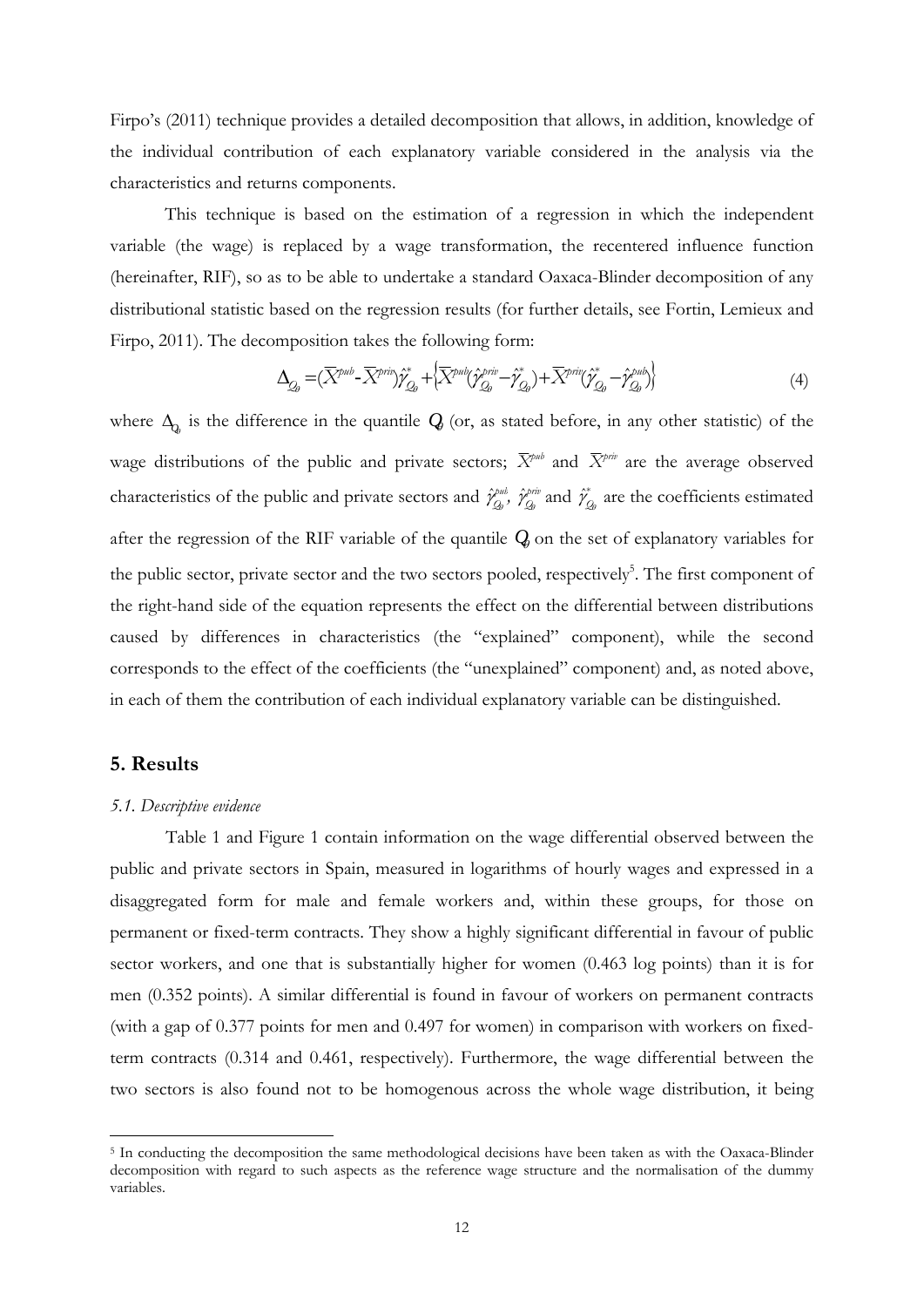Firpo's (2011) technique provides a detailed decomposition that allows, in addition, knowledge of the individual contribution of each explanatory variable considered in the analysis via the characteristics and returns components.

This technique is based on the estimation of a regression in which the independent variable (the wage) is replaced by a wage transformation, the recentered influence function (hereinafter, RIF), so as to be able to undertake a standard Oaxaca-Blinder decomposition of any distributional statistic based on the regression results (for further details, see Fortin, Lemieux and Firpo, 2011). The decomposition takes the following form:

$$\Delta_{Q_\theta} = (\bar{X}^{pub} - \bar{X}^{priv})\hat{\gamma}^{*}_{Q_\theta} + \left\{\bar{X}^{pub}(\hat{\gamma}^{priv}_{Q_\theta} - \hat{\gamma}^{*}_{Q_\theta}) + \bar{X}^{priv}(\hat{\gamma}^{*}_{Q_\theta} - \hat{\gamma}^{pub}_{Q_\theta})\right\} \tag{4}$$

where $\Delta_{Q_\theta}$ is the difference in the quantile $Q_\theta$ (or, as stated before, in any other statistic) of the wage distributions of the public and private sectors; $\bar{X}^{pub}$ and $\bar{X}^{priv}$ are the average observed characteristics of the public and private sectors and $\hat{\gamma}^{pub}_{Q_\theta}$, $\hat{\gamma}^{priv}_{Q_\theta}$ and $\hat{\gamma}^{*}_{Q_\theta}$ are the coefficients estimated after the regression of the RIF variable of the quantile $Q_\theta$ on the set of explanatory variables for the public sector, private sector and the two sectors pooled, respectively[5]. The first component of the right-hand side of the equation represents the effect on the differential between distributions caused by differences in characteristics (the "explained" component), while the second corresponds to the effect of the coefficients (the "unexplained" component) and, as noted above, in each of them the contribution of each individual explanatory variable can be distinguished.

## 5. Results

### *5.1. Descriptive evidence*

Table 1 and Figure 1 contain information on the wage differential observed between the public and private sectors in Spain, measured in logarithms of hourly wages and expressed in a disaggregated form for male and female workers and, within these groups, for those on permanent or fixed-term contracts. They show a highly significant differential in favour of public sector workers, and one that is substantially higher for women (0.463 log points) than it is for men (0.352 points). A similar differential is found in favour of workers on permanent contracts (with a gap of 0.377 points for men and 0.497 for women) in comparison with workers on fixed-term contracts (0.314 and 0.461, respectively). Furthermore, the wage differential between the two sectors is also found not to be homogenous across the whole wage distribution, it being

[5] In conducting the decomposition the same methodological decisions have been taken as with the Oaxaca-Blinder decomposition with regard to such aspects as the reference wage structure and the normalisation of the dummy variables.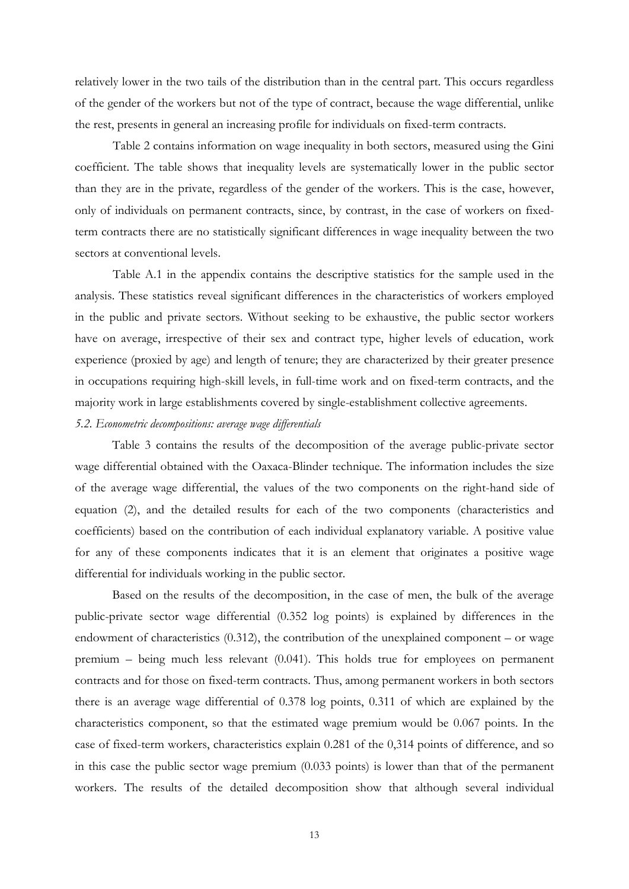relatively lower in the two tails of the distribution than in the central part. This occurs regardless of the gender of the workers but not of the type of contract, because the wage differential, unlike the rest, presents in general an increasing profile for individuals on fixed-term contracts.

Table 2 contains information on wage inequality in both sectors, measured using the Gini coefficient. The table shows that inequality levels are systematically lower in the public sector than they are in the private, regardless of the gender of the workers. This is the case, however, only of individuals on permanent contracts, since, by contrast, in the case of workers on fixed-term contracts there are no statistically significant differences in wage inequality between the two sectors at conventional levels.

Table A.1 in the appendix contains the descriptive statistics for the sample used in the analysis. These statistics reveal significant differences in the characteristics of workers employed in the public and private sectors. Without seeking to be exhaustive, the public sector workers have on average, irrespective of their sex and contract type, higher levels of education, work experience (proxied by age) and length of tenure; they are characterized by their greater presence in occupations requiring high-skill levels, in full-time work and on fixed-term contracts, and the majority work in large establishments covered by single-establishment collective agreements.

*5.2. Econometric decompositions: average wage differentials*

Table 3 contains the results of the decomposition of the average public-private sector wage differential obtained with the Oaxaca-Blinder technique. The information includes the size of the average wage differential, the values of the two components on the right-hand side of equation (2), and the detailed results for each of the two components (characteristics and coefficients) based on the contribution of each individual explanatory variable. A positive value for any of these components indicates that it is an element that originates a positive wage differential for individuals working in the public sector.

Based on the results of the decomposition, in the case of men, the bulk of the average public-private sector wage differential (0.352 log points) is explained by differences in the endowment of characteristics (0.312), the contribution of the unexplained component – or wage premium – being much less relevant (0.041). This holds true for employees on permanent contracts and for those on fixed-term contracts. Thus, among permanent workers in both sectors there is an average wage differential of 0.378 log points, 0.311 of which are explained by the characteristics component, so that the estimated wage premium would be 0.067 points. In the case of fixed-term workers, characteristics explain 0.281 of the 0,314 points of difference, and so in this case the public sector wage premium (0.033 points) is lower than that of the permanent workers. The results of the detailed decomposition show that although several individual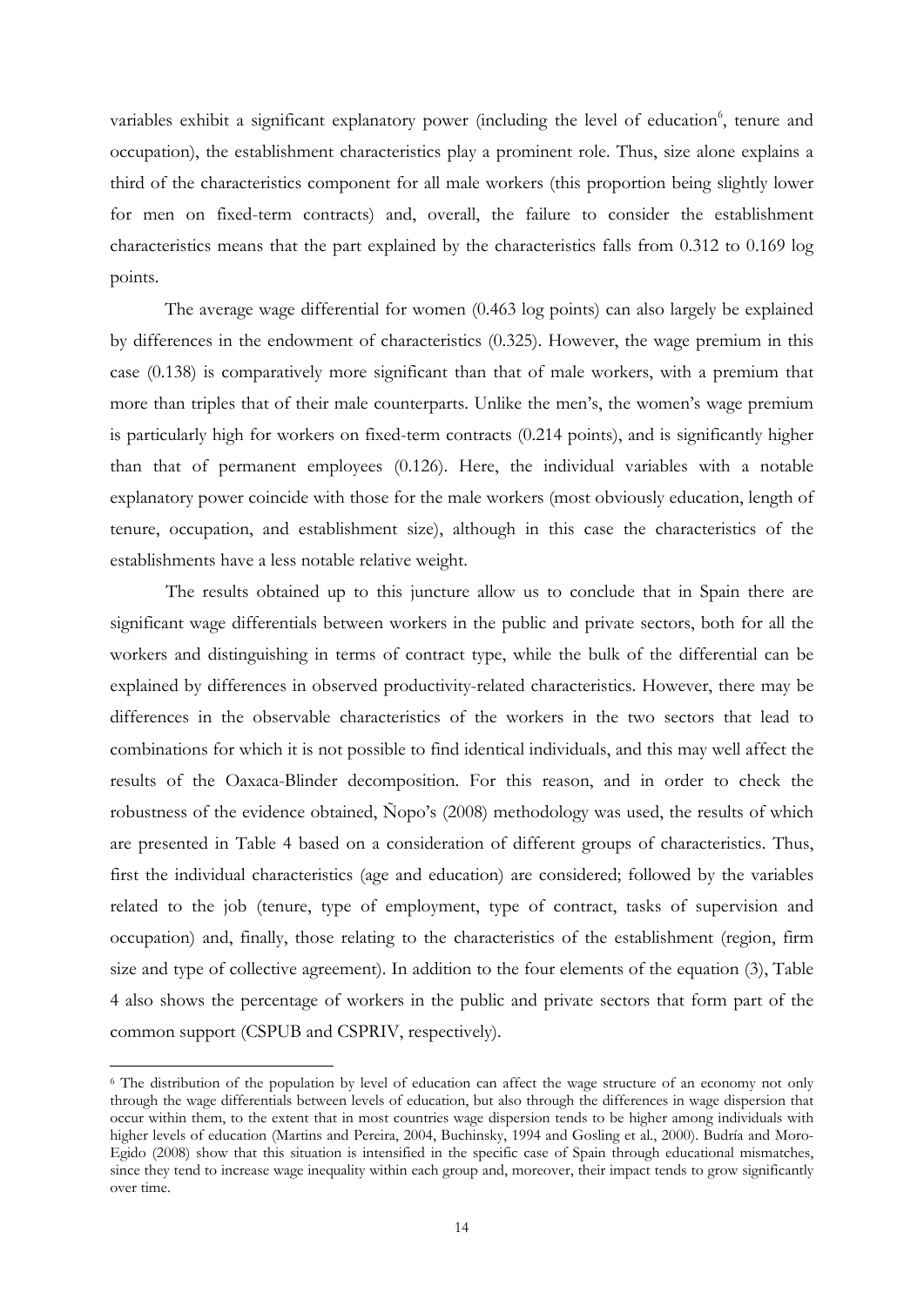variables exhibit a significant explanatory power (including the level of education[6], tenure and occupation), the establishment characteristics play a prominent role. Thus, size alone explains a third of the characteristics component for all male workers (this proportion being slightly lower for men on fixed-term contracts) and, overall, the failure to consider the establishment characteristics means that the part explained by the characteristics falls from 0.312 to 0.169 log points.

The average wage differential for women (0.463 log points) can also largely be explained by differences in the endowment of characteristics (0.325). However, the wage premium in this case (0.138) is comparatively more significant than that of male workers, with a premium that more than triples that of their male counterparts. Unlike the men's, the women's wage premium is particularly high for workers on fixed-term contracts (0.214 points), and is significantly higher than that of permanent employees (0.126). Here, the individual variables with a notable explanatory power coincide with those for the male workers (most obviously education, length of tenure, occupation, and establishment size), although in this case the characteristics of the establishments have a less notable relative weight.

The results obtained up to this juncture allow us to conclude that in Spain there are significant wage differentials between workers in the public and private sectors, both for all the workers and distinguishing in terms of contract type, while the bulk of the differential can be explained by differences in observed productivity-related characteristics. However, there may be differences in the observable characteristics of the workers in the two sectors that lead to combinations for which it is not possible to find identical individuals, and this may well affect the results of the Oaxaca-Blinder decomposition. For this reason, and in order to check the robustness of the evidence obtained, Ñopo's (2008) methodology was used, the results of which are presented in Table 4 based on a consideration of different groups of characteristics. Thus, first the individual characteristics (age and education) are considered; followed by the variables related to the job (tenure, type of employment, type of contract, tasks of supervision and occupation) and, finally, those relating to the characteristics of the establishment (region, firm size and type of collective agreement). In addition to the four elements of the equation (3), Table 4 also shows the percentage of workers in the public and private sectors that form part of the common support (CSPUB and CSPRIV, respectively).

[6] The distribution of the population by level of education can affect the wage structure of an economy not only through the wage differentials between levels of education, but also through the differences in wage dispersion that occur within them, to the extent that in most countries wage dispersion tends to be higher among individuals with higher levels of education (Martins and Pereira, 2004, Buchinsky, 1994 and Gosling et al., 2000). Budría and Moro-Egido (2008) show that this situation is intensified in the specific case of Spain through educational mismatches, since they tend to increase wage inequality within each group and, moreover, their impact tends to grow significantly over time.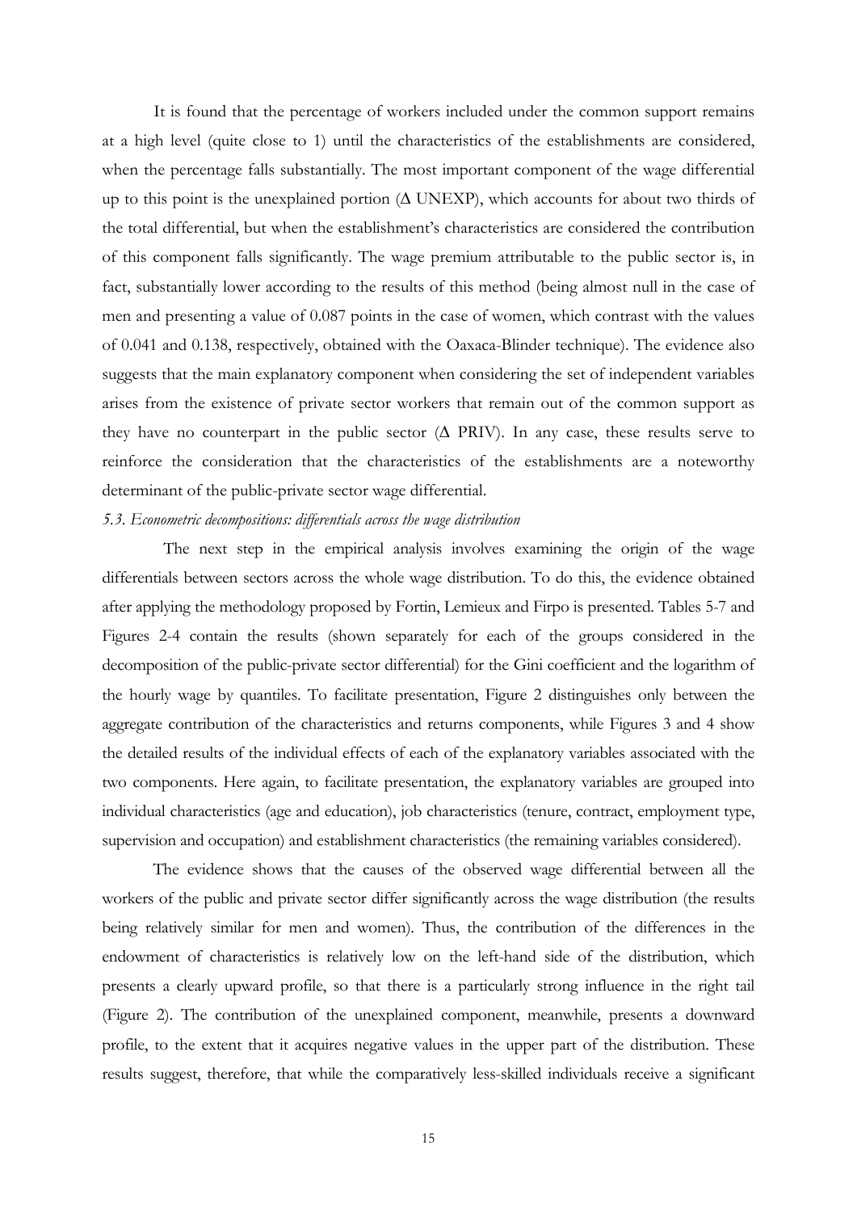It is found that the percentage of workers included under the common support remains at a high level (quite close to 1) until the characteristics of the establishments are considered, when the percentage falls substantially. The most important component of the wage differential up to this point is the unexplained portion (Δ UNEXP), which accounts for about two thirds of the total differential, but when the establishment's characteristics are considered the contribution of this component falls significantly. The wage premium attributable to the public sector is, in fact, substantially lower according to the results of this method (being almost null in the case of men and presenting a value of 0.087 points in the case of women, which contrast with the values of 0.041 and 0.138, respectively, obtained with the Oaxaca-Blinder technique). The evidence also suggests that the main explanatory component when considering the set of independent variables arises from the existence of private sector workers that remain out of the common support as they have no counterpart in the public sector (Δ PRIV). In any case, these results serve to reinforce the consideration that the characteristics of the establishments are a noteworthy determinant of the public-private sector wage differential.

*5.3. Econometric decompositions: differentials across the wage distribution*

The next step in the empirical analysis involves examining the origin of the wage differentials between sectors across the whole wage distribution. To do this, the evidence obtained after applying the methodology proposed by Fortin, Lemieux and Firpo is presented. Tables 5-7 and Figures 2-4 contain the results (shown separately for each of the groups considered in the decomposition of the public-private sector differential) for the Gini coefficient and the logarithm of the hourly wage by quantiles. To facilitate presentation, Figure 2 distinguishes only between the aggregate contribution of the characteristics and returns components, while Figures 3 and 4 show the detailed results of the individual effects of each of the explanatory variables associated with the two components. Here again, to facilitate presentation, the explanatory variables are grouped into individual characteristics (age and education), job characteristics (tenure, contract, employment type, supervision and occupation) and establishment characteristics (the remaining variables considered).

The evidence shows that the causes of the observed wage differential between all the workers of the public and private sector differ significantly across the wage distribution (the results being relatively similar for men and women). Thus, the contribution of the differences in the endowment of characteristics is relatively low on the left-hand side of the distribution, which presents a clearly upward profile, so that there is a particularly strong influence in the right tail (Figure 2). The contribution of the unexplained component, meanwhile, presents a downward profile, to the extent that it acquires negative values in the upper part of the distribution. These results suggest, therefore, that while the comparatively less-skilled individuals receive a significant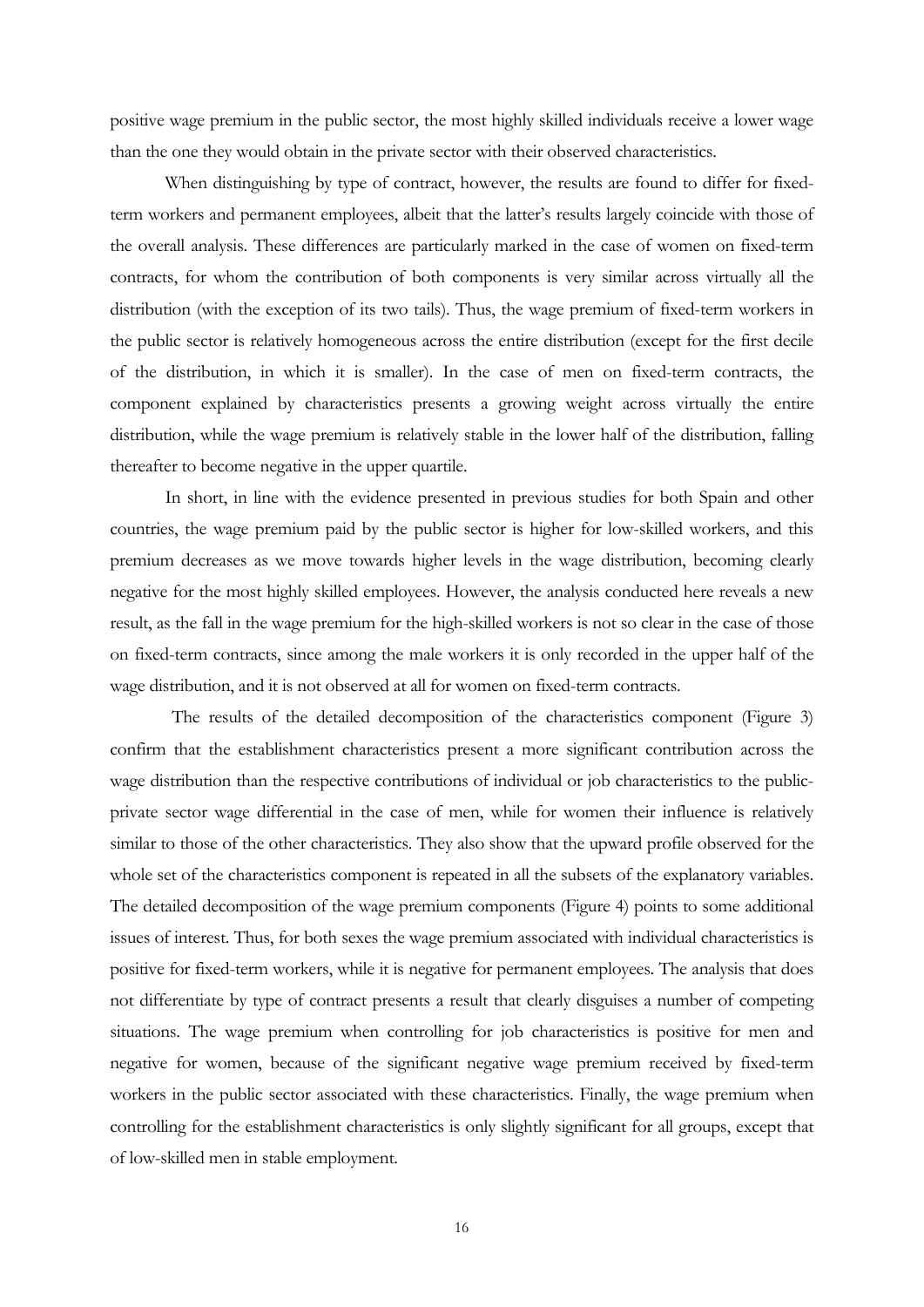positive wage premium in the public sector, the most highly skilled individuals receive a lower wage than the one they would obtain in the private sector with their observed characteristics.

When distinguishing by type of contract, however, the results are found to differ for fixed-term workers and permanent employees, albeit that the latter's results largely coincide with those of the overall analysis. These differences are particularly marked in the case of women on fixed-term contracts, for whom the contribution of both components is very similar across virtually all the distribution (with the exception of its two tails). Thus, the wage premium of fixed-term workers in the public sector is relatively homogeneous across the entire distribution (except for the first decile of the distribution, in which it is smaller). In the case of men on fixed-term contracts, the component explained by characteristics presents a growing weight across virtually the entire distribution, while the wage premium is relatively stable in the lower half of the distribution, falling thereafter to become negative in the upper quartile.

In short, in line with the evidence presented in previous studies for both Spain and other countries, the wage premium paid by the public sector is higher for low-skilled workers, and this premium decreases as we move towards higher levels in the wage distribution, becoming clearly negative for the most highly skilled employees. However, the analysis conducted here reveals a new result, as the fall in the wage premium for the high-skilled workers is not so clear in the case of those on fixed-term contracts, since among the male workers it is only recorded in the upper half of the wage distribution, and it is not observed at all for women on fixed-term contracts.

The results of the detailed decomposition of the characteristics component (Figure 3) confirm that the establishment characteristics present a more significant contribution across the wage distribution than the respective contributions of individual or job characteristics to the public-private sector wage differential in the case of men, while for women their influence is relatively similar to those of the other characteristics. They also show that the upward profile observed for the whole set of the characteristics component is repeated in all the subsets of the explanatory variables. The detailed decomposition of the wage premium components (Figure 4) points to some additional issues of interest. Thus, for both sexes the wage premium associated with individual characteristics is positive for fixed-term workers, while it is negative for permanent employees. The analysis that does not differentiate by type of contract presents a result that clearly disguises a number of competing situations. The wage premium when controlling for job characteristics is positive for men and negative for women, because of the significant negative wage premium received by fixed-term workers in the public sector associated with these characteristics. Finally, the wage premium when controlling for the establishment characteristics is only slightly significant for all groups, except that of low-skilled men in stable employment.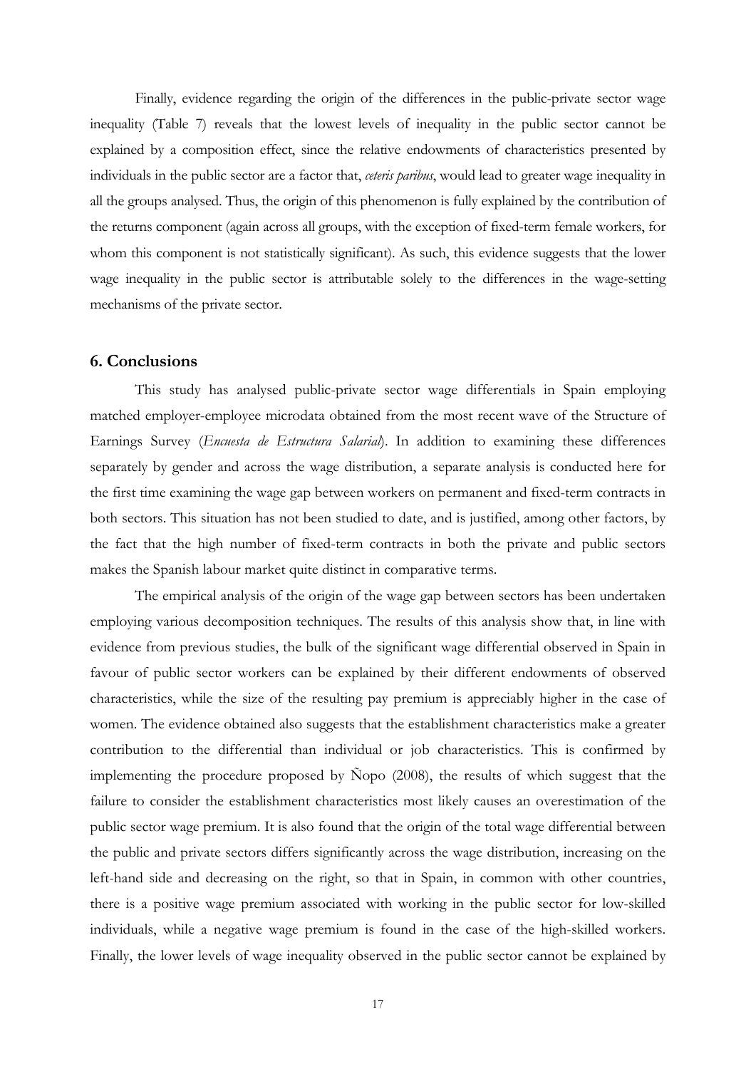Finally, evidence regarding the origin of the differences in the public-private sector wage inequality (Table 7) reveals that the lowest levels of inequality in the public sector cannot be explained by a composition effect, since the relative endowments of characteristics presented by individuals in the public sector are a factor that, *ceteris paribus*, would lead to greater wage inequality in all the groups analysed. Thus, the origin of this phenomenon is fully explained by the contribution of the returns component (again across all groups, with the exception of fixed-term female workers, for whom this component is not statistically significant). As such, this evidence suggests that the lower wage inequality in the public sector is attributable solely to the differences in the wage-setting mechanisms of the private sector.

## 6. Conclusions

This study has analysed public-private sector wage differentials in Spain employing matched employer-employee microdata obtained from the most recent wave of the Structure of Earnings Survey (*Encuesta de Estructura Salarial*). In addition to examining these differences separately by gender and across the wage distribution, a separate analysis is conducted here for the first time examining the wage gap between workers on permanent and fixed-term contracts in both sectors. This situation has not been studied to date, and is justified, among other factors, by the fact that the high number of fixed-term contracts in both the private and public sectors makes the Spanish labour market quite distinct in comparative terms.

The empirical analysis of the origin of the wage gap between sectors has been undertaken employing various decomposition techniques. The results of this analysis show that, in line with evidence from previous studies, the bulk of the significant wage differential observed in Spain in favour of public sector workers can be explained by their different endowments of observed characteristics, while the size of the resulting pay premium is appreciably higher in the case of women. The evidence obtained also suggests that the establishment characteristics make a greater contribution to the differential than individual or job characteristics. This is confirmed by implementing the procedure proposed by Ñopo (2008), the results of which suggest that the failure to consider the establishment characteristics most likely causes an overestimation of the public sector wage premium. It is also found that the origin of the total wage differential between the public and private sectors differs significantly across the wage distribution, increasing on the left-hand side and decreasing on the right, so that in Spain, in common with other countries, there is a positive wage premium associated with working in the public sector for low-skilled individuals, while a negative wage premium is found in the case of the high-skilled workers. Finally, the lower levels of wage inequality observed in the public sector cannot be explained by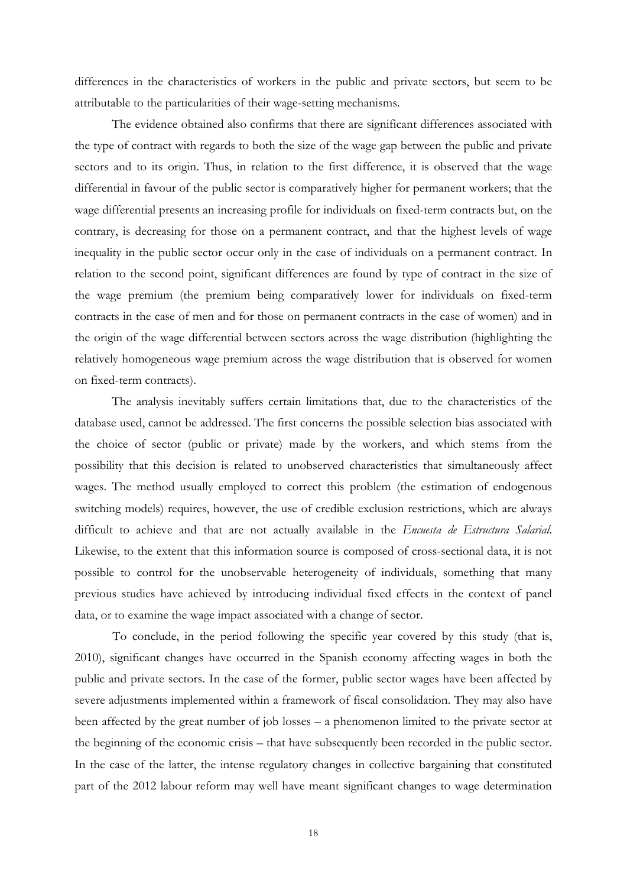differences in the characteristics of workers in the public and private sectors, but seem to be attributable to the particularities of their wage-setting mechanisms.

The evidence obtained also confirms that there are significant differences associated with the type of contract with regards to both the size of the wage gap between the public and private sectors and to its origin. Thus, in relation to the first difference, it is observed that the wage differential in favour of the public sector is comparatively higher for permanent workers; that the wage differential presents an increasing profile for individuals on fixed-term contracts but, on the contrary, is decreasing for those on a permanent contract, and that the highest levels of wage inequality in the public sector occur only in the case of individuals on a permanent contract. In relation to the second point, significant differences are found by type of contract in the size of the wage premium (the premium being comparatively lower for individuals on fixed-term contracts in the case of men and for those on permanent contracts in the case of women) and in the origin of the wage differential between sectors across the wage distribution (highlighting the relatively homogeneous wage premium across the wage distribution that is observed for women on fixed-term contracts).

The analysis inevitably suffers certain limitations that, due to the characteristics of the database used, cannot be addressed. The first concerns the possible selection bias associated with the choice of sector (public or private) made by the workers, and which stems from the possibility that this decision is related to unobserved characteristics that simultaneously affect wages. The method usually employed to correct this problem (the estimation of endogenous switching models) requires, however, the use of credible exclusion restrictions, which are always difficult to achieve and that are not actually available in the *Encuesta de Estructura Salarial*. Likewise, to the extent that this information source is composed of cross-sectional data, it is not possible to control for the unobservable heterogeneity of individuals, something that many previous studies have achieved by introducing individual fixed effects in the context of panel data, or to examine the wage impact associated with a change of sector.

To conclude, in the period following the specific year covered by this study (that is, 2010), significant changes have occurred in the Spanish economy affecting wages in both the public and private sectors. In the case of the former, public sector wages have been affected by severe adjustments implemented within a framework of fiscal consolidation. They may also have been affected by the great number of job losses – a phenomenon limited to the private sector at the beginning of the economic crisis – that have subsequently been recorded in the public sector. In the case of the latter, the intense regulatory changes in collective bargaining that constituted part of the 2012 labour reform may well have meant significant changes to wage determination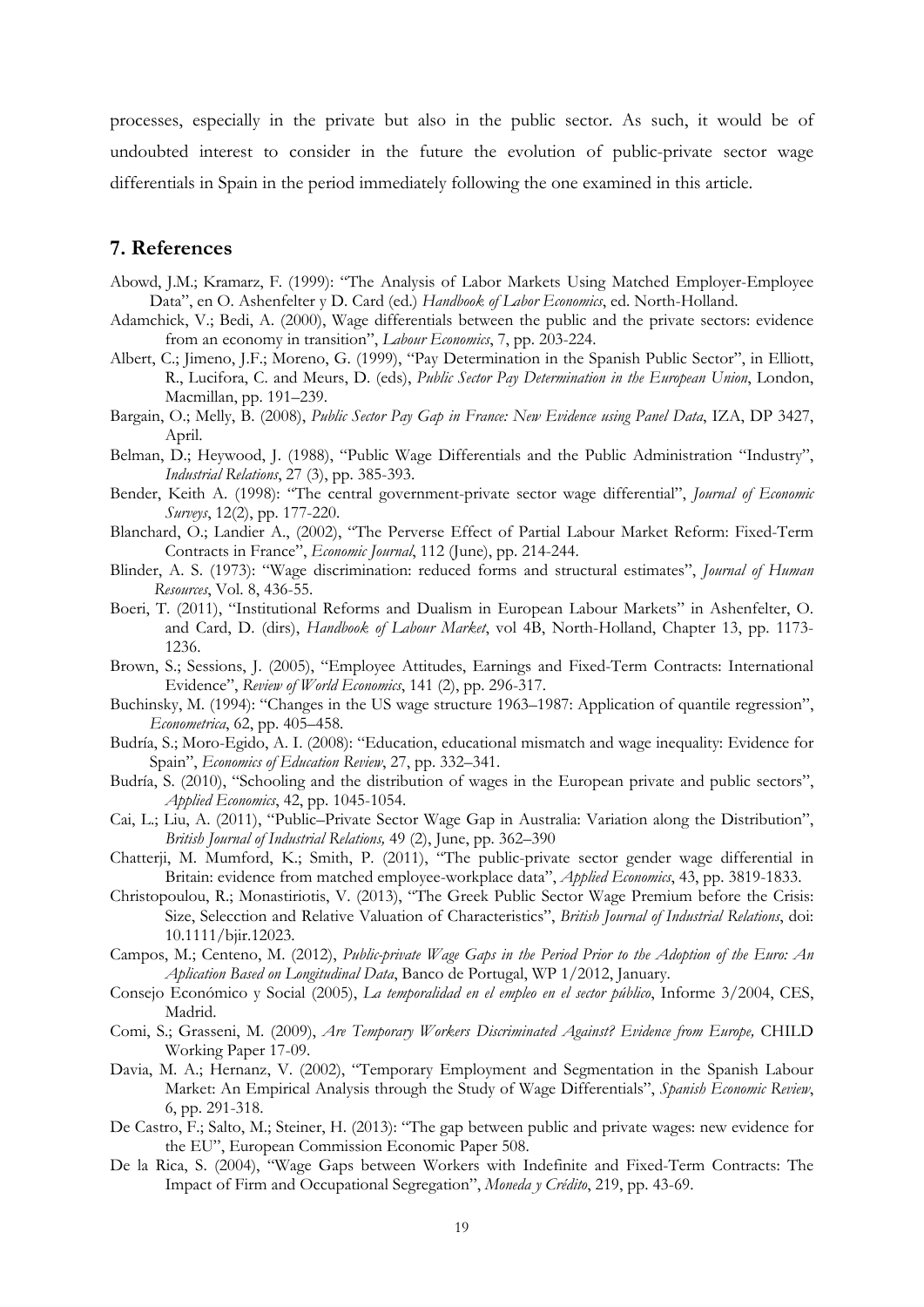processes, especially in the private but also in the public sector. As such, it would be of undoubted interest to consider in the future the evolution of public-private sector wage differentials in Spain in the period immediately following the one examined in this article.

## 7. References

Abowd, J.M.; Kramarz, F. (1999): "The Analysis of Labor Markets Using Matched Employer-Employee Data", en O. Ashenfelter y D. Card (ed.) *Handbook of Labor Economics*, ed. North-Holland.

Adamchick, V.; Bedi, A. (2000), Wage differentials between the public and the private sectors: evidence from an economy in transition", *Labour Economics*, 7, pp. 203-224.

Albert, C.; Jimeno, J.F.; Moreno, G. (1999), "Pay Determination in the Spanish Public Sector", in Elliott, R., Lucifora, C. and Meurs, D. (eds), *Public Sector Pay Determination in the European Union*, London, Macmillan, pp. 191–239.

Bargain, O.; Melly, B. (2008), *Public Sector Pay Gap in France: New Evidence using Panel Data*, IZA, DP 3427, April.

Belman, D.; Heywood, J. (1988), "Public Wage Differentials and the Public Administration "Industry", *Industrial Relations*, 27 (3), pp. 385-393.

Bender, Keith A. (1998): "The central government-private sector wage differential", *Journal of Economic Surveys*, 12(2), pp. 177-220.

Blanchard, O.; Landier A., (2002), "The Perverse Effect of Partial Labour Market Reform: Fixed-Term Contracts in France", *Economic Journal*, 112 (June), pp. 214-244.

Blinder, A. S. (1973): "Wage discrimination: reduced forms and structural estimates", *Journal of Human Resources*, Vol. 8, 436-55.

Boeri, T. (2011), "Institutional Reforms and Dualism in European Labour Markets" in Ashenfelter, O. and Card, D. (dirs), *Handbook of Labour Market*, vol 4B, North-Holland, Chapter 13, pp. 1173-1236.

Brown, S.; Sessions, J. (2005), "Employee Attitudes, Earnings and Fixed-Term Contracts: International Evidence", *Review of World Economics*, 141 (2), pp. 296-317.

Buchinsky, M. (1994): "Changes in the US wage structure 1963–1987: Application of quantile regression", *Econometrica*, 62, pp. 405–458.

Budría, S.; Moro-Egido, A. I. (2008): "Education, educational mismatch and wage inequality: Evidence for Spain", *Economics of Education Review*, 27, pp. 332–341.

Budría, S. (2010), "Schooling and the distribution of wages in the European private and public sectors", *Applied Economics*, 42, pp. 1045-1054.

Cai, L.; Liu, A. (2011), "Public–Private Sector Wage Gap in Australia: Variation along the Distribution", *British Journal of Industrial Relations,* 49 (2), June, pp. 362–390

Chatterji, M. Mumford, K.; Smith, P. (2011), "The public-private sector gender wage differential in Britain: evidence from matched employee-workplace data", *Applied Economics*, 43, pp. 3819-1833.

Christopoulou, R.; Monastiriotis, V. (2013), "The Greek Public Sector Wage Premium before the Crisis: Size, Selecction and Relative Valuation of Characteristics", *British Journal of Industrial Relations*, doi: 10.1111/bjir.12023.

Campos, M.; Centeno, M. (2012), *Public-private Wage Gaps in the Period Prior to the Adoption of the Euro: An Aplication Based on Longitudinal Data*, Banco de Portugal, WP 1/2012, January.

Consejo Económico y Social (2005), *La temporalidad en el empleo en el sector público*, Informe 3/2004, CES, Madrid.

Comi, S.; Grasseni, M. (2009), *Are Temporary Workers Discriminated Against? Evidence from Europe,* CHILD Working Paper 17-09.

Davia, M. A.; Hernanz, V. (2002), "Temporary Employment and Segmentation in the Spanish Labour Market: An Empirical Analysis through the Study of Wage Differentials", *Spanish Economic Review*, 6, pp. 291-318.

De Castro, F.; Salto, M.; Steiner, H. (2013): "The gap between public and private wages: new evidence for the EU", European Commission Economic Paper 508.

De la Rica, S. (2004), "Wage Gaps between Workers with Indefinite and Fixed-Term Contracts: The Impact of Firm and Occupational Segregation", *Moneda y Crédito*, 219, pp. 43-69.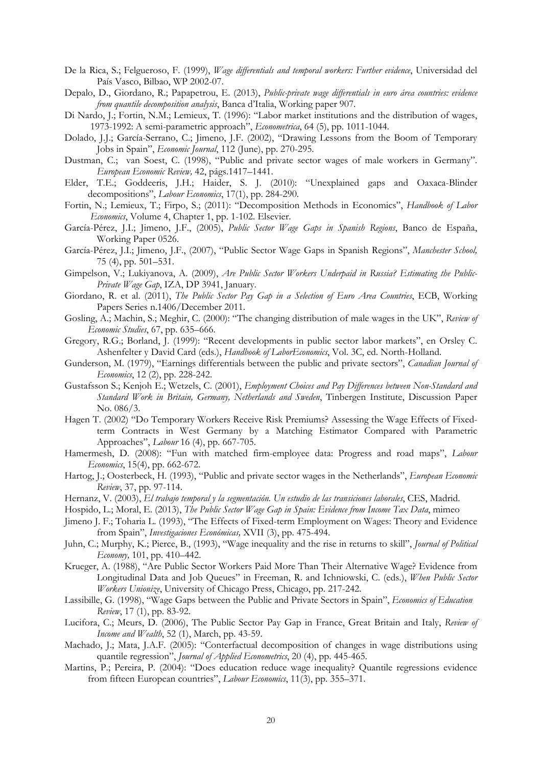De la Rica, S.; Felgueroso, F. (1999), *Wage differentials and temporal workers: Further evidence*, Universidad del País Vasco, Bilbao, WP 2002-07.

Depalo, D., Giordano, R.; Papapetrou, E. (2013), *Public-private wage differentials in euro área countries: evidence from quantile decomposition analysis*, Banca d'Italia, Working paper 907.

Di Nardo, J.; Fortin, N.M.; Lemieux, T. (1996): "Labor market institutions and the distribution of wages, 1973-1992: A semi-parametric approach", *Econometrica*, 64 (5), pp. 1011-1044.

Dolado, J.J.; García-Serrano, C.; Jimeno, J.F. (2002), "Drawing Lessons from the Boom of Temporary Jobs in Spain", *Economic Journal*, 112 (June), pp. 270-295.

Dustman, C.; van Soest, C. (1998), "Public and private sector wages of male workers in Germany". *European Economic Review,* 42, págs.1417–1441.

Elder, T.E.; Goddeeris, J.H.; Haider, S. J. (2010): "Unexplained gaps and Oaxaca-Blinder decompositions", *Labour Economics*, 17(1), pp. 284-290.

Fortin, N.; Lemieux, T.; Firpo, S.; (2011): "Decomposition Methods in Economics", *Handbook of Labor Economics*, Volume 4, Chapter 1, pp. 1-102. Elsevier.

García-Pérez, J.I.; Jimeno, J.F., (2005), *Public Sector Wage Gaps in Spanish Regions*, Banco de España, Working Paper 0526.

García-Pérez, J.I.; Jimeno, J.F., (2007), "Public Sector Wage Gaps in Spanish Regions", *Manchester School,* 75 (4), pp. 501–531.

Gimpelson, V.; Lukiyanova, A. (2009), *Are Public Sector Workers Underpaid in Russia? Estimating the Public-Private Wage Gap*, IZA, DP 3941, January.

Giordano, R. et al. (2011), *The Public Sector Pay Gap in a Selection of Euro Area Countries*, ECB, Working Papers Series n.1406/December 2011.

Gosling, A.; Machin, S.; Meghir, C. (2000): "The changing distribution of male wages in the UK", *Review of Economic Studies*, 67, pp. 635–666.

Gregory, R.G.; Borland, J. (1999): "Recent developments in public sector labor markets", en Orsley C. Ashenfelter y David Card (eds.), *Handbook of LaborEconomics*, Vol. 3C, ed. North-Holland.

Gunderson, M. (1979), "Earnings differentials between the public and private sectors", *Canadian Journal of Economics*, 12 (2), pp. 228-242.

Gustafsson S.; Kenjoh E.; Wetzels, C. (2001), *Employment Choices and Pay Differences between Non-Standard and Standard Work in Britain, Germany, Netherlands and Sweden*, Tinbergen Institute, Discussion Paper No. 086/3.

Hagen T. (2002) "Do Temporary Workers Receive Risk Premiums? Assessing the Wage Effects of Fixed-term Contracts in West Germany by a Matching Estimator Compared with Parametric Approaches", *Labour* 16 (4), pp. 667-705.

Hamermesh, D. (2008): "Fun with matched firm-employee data: Progress and road maps", *Labour Economics*, 15(4), pp. 662-672.

Hartog, J.; Oosterbeck, H. (1993), "Public and private sector wages in the Netherlands", *European Economic Review*, 37, pp. 97-114.

Hernanz, V. (2003), *El trabajo temporal y la segmentación. Un estudio de las transiciones laborales*, CES, Madrid.

Hospido, L.; Moral, E. (2013), *The Public Sector Wage Gap in Spain: Evidence from Income Tax Data*, mimeo

Jimeno J. F.; Toharia L. (1993), "The Effects of Fixed-term Employment on Wages: Theory and Evidence from Spain", *Investigaciones Económicas,* XVII (3), pp. 475-494.

Juhn, C.; Murphy, K.; Pierce, B., (1993), "Wage inequality and the rise in returns to skill", *Journal of Political Economy,* 101, pp. 410–442.

Krueger, A. (1988), "Are Public Sector Workers Paid More Than Their Alternative Wage? Evidence from Longitudinal Data and Job Queues" in Freeman, R. and Ichniowski, C. (eds.), *When Public Sector Workers Unionize*, University of Chicago Press, Chicago, pp. 217-242.

Lassibille, G. (1998), "Wage Gaps between the Public and Private Sectors in Spain", *Economics of Education Review*, 17 (1), pp. 83-92.

Lucifora, C.; Meurs, D. (2006), The Public Sector Pay Gap in France, Great Britain and Italy, *Review of Income and Wealth*, 52 (1), March, pp. 43-59.

Machado, J.; Mata, J.A.F. (2005): "Conterfactual decomposition of changes in wage distributions using quantile regression", *Journal of Applied Econometrics*, 20 (4), pp. 445-465.

Martins, P.; Pereira, P. (2004): "Does education reduce wage inequality? Quantile regressions evidence from fifteen European countries", *Labour Economics*, 11(3), pp. 355–371.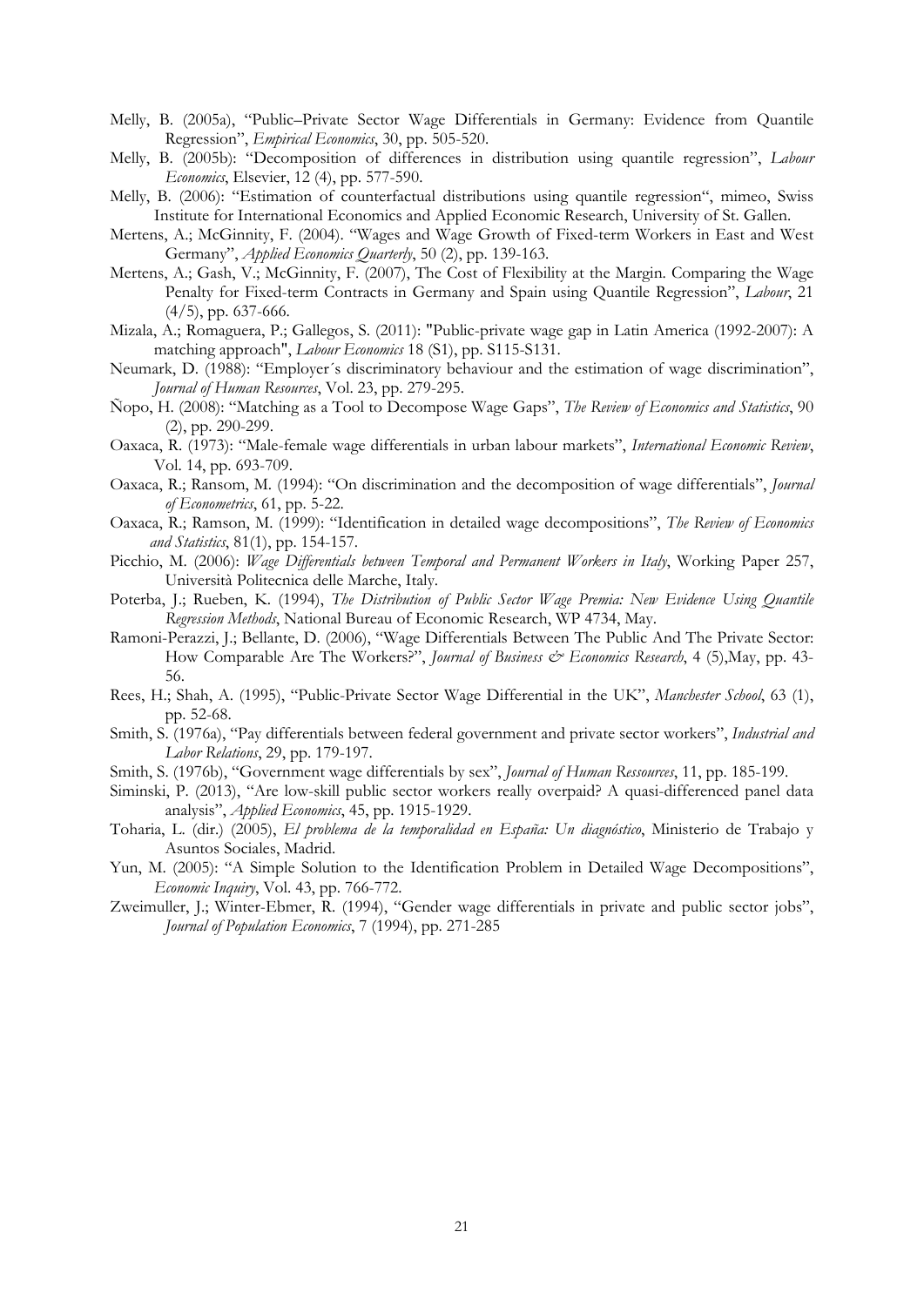Melly, B. (2005a), "Public–Private Sector Wage Differentials in Germany: Evidence from Quantile Regression", *Empirical Economics*, 30, pp. 505-520.

Melly, B. (2005b): "Decomposition of differences in distribution using quantile regression", *Labour Economics*, Elsevier, 12 (4), pp. 577-590.

Melly, B. (2006): "Estimation of counterfactual distributions using quantile regression", mimeo, Swiss Institute for International Economics and Applied Economic Research, University of St. Gallen.

Mertens, A.; McGinnity, F. (2004). "Wages and Wage Growth of Fixed-term Workers in East and West Germany", *Applied Economics Quarterly*, 50 (2), pp. 139-163.

Mertens, A.; Gash, V.; McGinnity, F. (2007), The Cost of Flexibility at the Margin. Comparing the Wage Penalty for Fixed-term Contracts in Germany and Spain using Quantile Regression", *Labour*, 21 (4/5), pp. 637-666.

Mizala, A.; Romaguera, P.; Gallegos, S. (2011): "Public-private wage gap in Latin America (1992-2007): A matching approach", *Labour Economics* 18 (S1), pp. S115-S131.

Neumark, D. (1988): "Employer´s discriminatory behaviour and the estimation of wage discrimination", *Journal of Human Resources*, Vol. 23, pp. 279-295.

Ñopo, H. (2008): "Matching as a Tool to Decompose Wage Gaps", *The Review of Economics and Statistics*, 90 (2), pp. 290-299.

Oaxaca, R. (1973): "Male-female wage differentials in urban labour markets", *International Economic Review*, Vol. 14, pp. 693-709.

Oaxaca, R.; Ransom, M. (1994): "On discrimination and the decomposition of wage differentials", *Journal of Econometrics*, 61, pp. 5-22.

Oaxaca, R.; Ramson, M. (1999): "Identification in detailed wage decompositions", *The Review of Economics and Statistics*, 81(1), pp. 154-157.

Picchio, M. (2006): *Wage Differentials between Temporal and Permanent Workers in Italy*, Working Paper 257, Università Politecnica delle Marche, Italy.

Poterba, J.; Rueben, K. (1994), *The Distribution of Public Sector Wage Premia: New Evidence Using Quantile Regression Methods*, National Bureau of Economic Research, WP 4734, May.

Ramoni-Perazzi, J.; Bellante, D. (2006), "Wage Differentials Between The Public And The Private Sector: How Comparable Are The Workers?", *Journal of Business & Economics Research*, 4 (5),May, pp. 43-56.

Rees, H.; Shah, A. (1995), "Public-Private Sector Wage Differential in the UK", *Manchester School*, 63 (1), pp. 52-68.

Smith, S. (1976a), "Pay differentials between federal government and private sector workers", *Industrial and Labor Relations*, 29, pp. 179-197.

Smith, S. (1976b), "Government wage differentials by sex", *Journal of Human Ressources*, 11, pp. 185-199.

Siminski, P. (2013), "Are low-skill public sector workers really overpaid? A quasi-differenced panel data analysis", *Applied Economics*, 45, pp. 1915-1929.

Toharia, L. (dir.) (2005), *El problema de la temporalidad en España: Un diagnóstico*, Ministerio de Trabajo y Asuntos Sociales, Madrid.

Yun, M. (2005): "A Simple Solution to the Identification Problem in Detailed Wage Decompositions", *Economic Inquiry*, Vol. 43, pp. 766-772.

Zweimuller, J.; Winter-Ebmer, R. (1994), "Gender wage differentials in private and public sector jobs", *Journal of Population Economics*, 7 (1994), pp. 271-285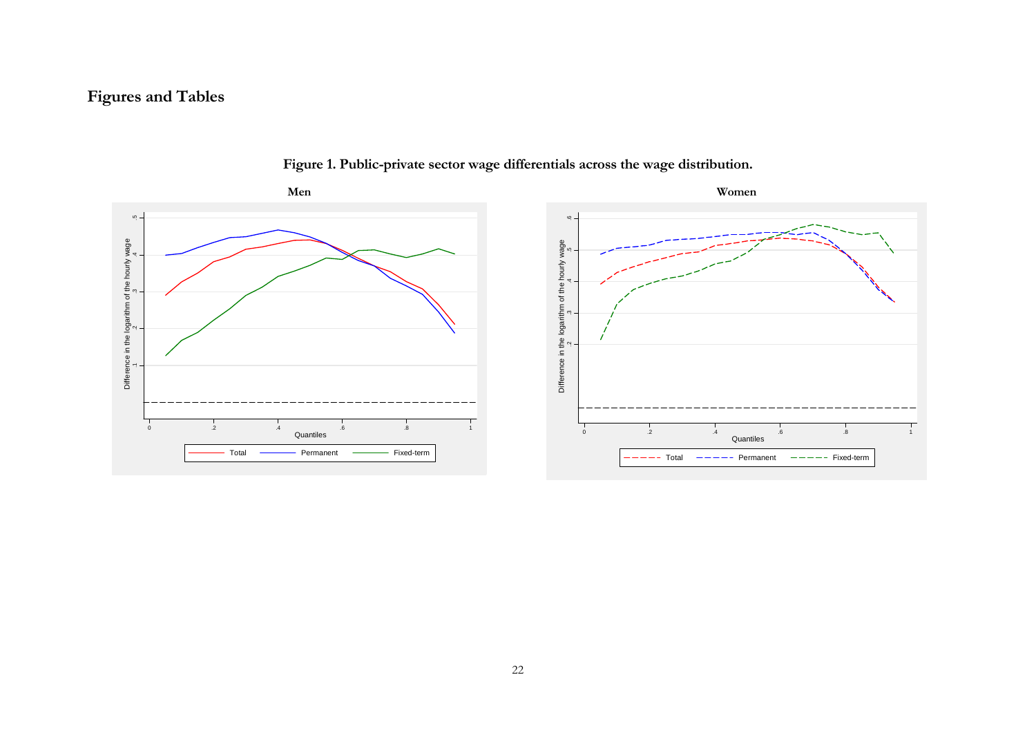# Figures and Tables

**Figure 1. Public-private sector wage differentials across the wage distribution.**

**Men**

**Women**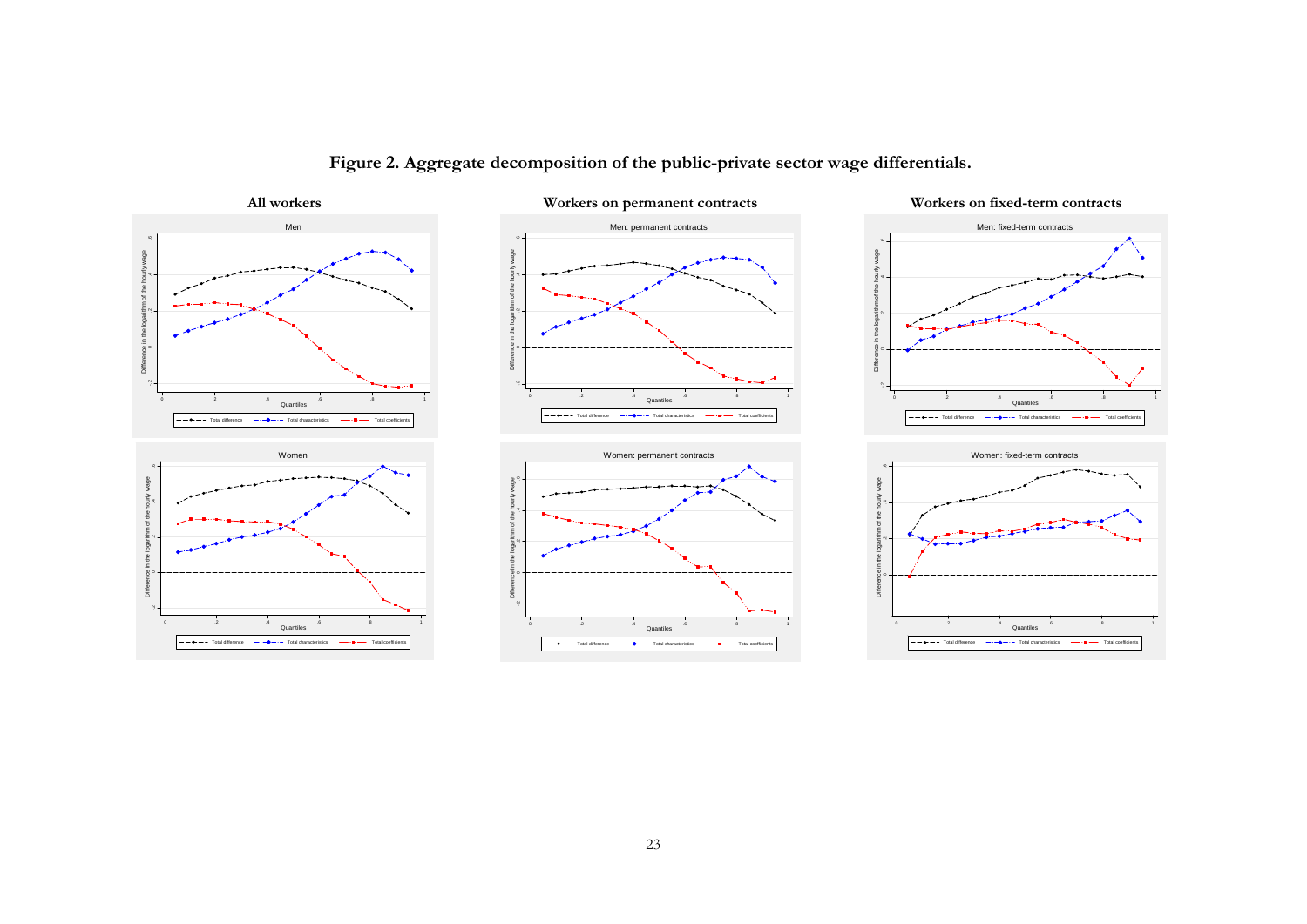**Figure 2. Aggregate decomposition of the public-private sector wage differentials.**

All workers

Workers on permanent contracts

Workers on fixed-term contracts

Men

Men: permanent contracts

Men: fixed-term contracts

Women

Women: permanent contracts

Women: fixed-term contracts

Difference in the logarithm of the hourly wage

Quantiles

Total difference — Total characteristics — Total coefficients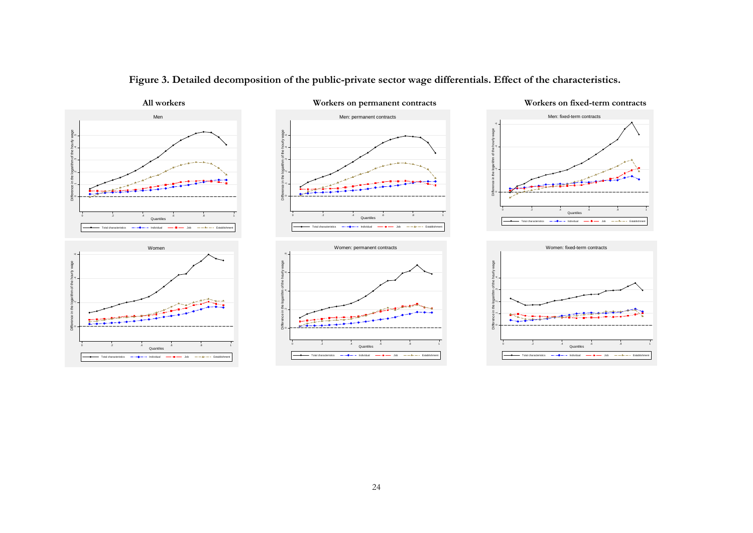**Figure 3. Detailed decomposition of the public-private sector wage differentials. Effect of the characteristics.**

**All workers**

**Workers on permanent contracts**

**Workers on fixed-term contracts**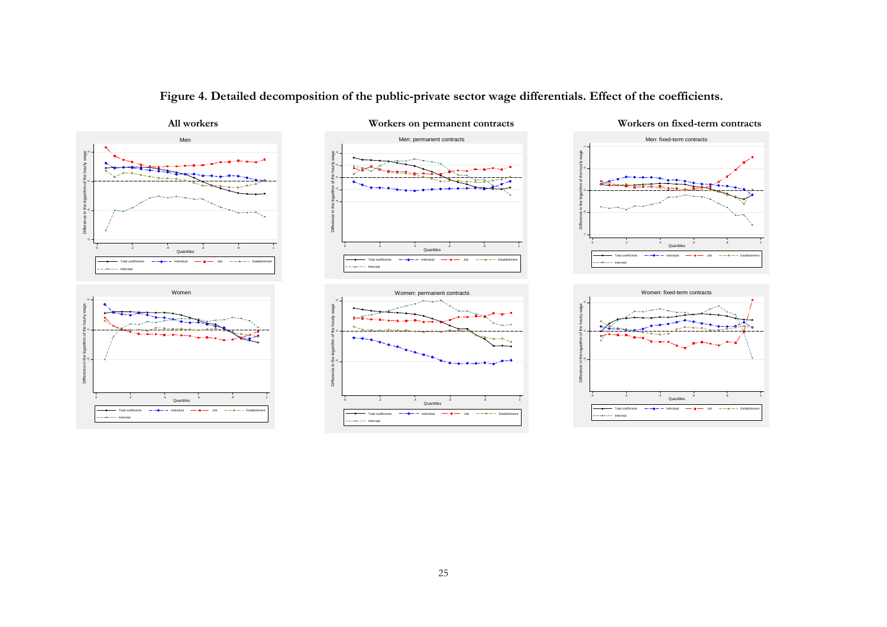**Figure 4. Detailed decomposition of the public-private sector wage differentials. Effect of the coefficients.**

**All workers** | **Workers on permanent contracts** | **Workers on fixed-term contracts**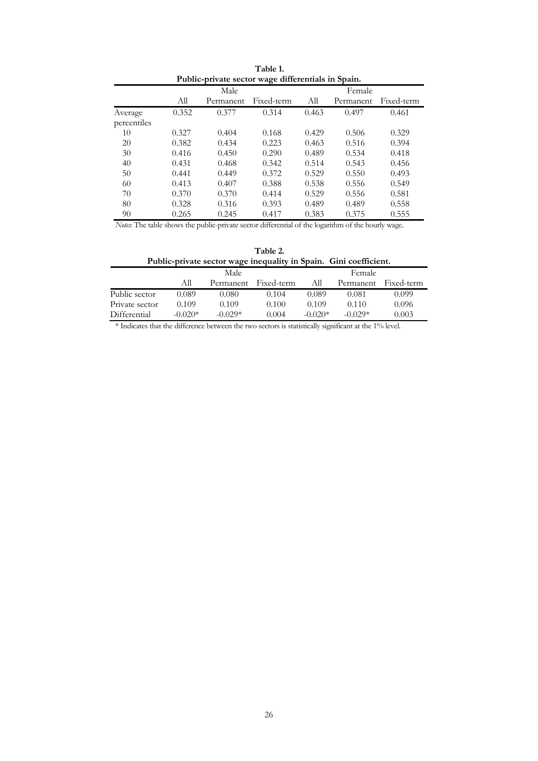**Table 1.**
**Public-private sector wage differentials in Spain.**

| | Male | | | Female | | |
|---|---|---|---|---|---|---|
| | All | Permanent | Fixed-term | All | Permanent | Fixed-term |
| Average | 0.352 | 0.377 | 0.314 | 0.463 | 0.497 | 0.461 |
| percentiles | | | | | | |
| 10 | 0.327 | 0.404 | 0.168 | 0.429 | 0.506 | 0.329 |
| 20 | 0.382 | 0.434 | 0.223 | 0.463 | 0.516 | 0.394 |
| 30 | 0.416 | 0.450 | 0.290 | 0.489 | 0.534 | 0.418 |
| 40 | 0.431 | 0.468 | 0.342 | 0.514 | 0.543 | 0.456 |
| 50 | 0.441 | 0.449 | 0.372 | 0.529 | 0.550 | 0.493 |
| 60 | 0.413 | 0.407 | 0.388 | 0.538 | 0.556 | 0.549 |
| 70 | 0.370 | 0.370 | 0.414 | 0.529 | 0.556 | 0.581 |
| 80 | 0.328 | 0.316 | 0.393 | 0.489 | 0.489 | 0.558 |
| 90 | 0.265 | 0.245 | 0.417 | 0.383 | 0.375 | 0.555 |

*Notes*: The table shows the public-private sector differential of the logarithm of the hourly wage.

**Table 2.**
**Public-private sector wage inequality in Spain. Gini coefficient.**

| | Male | | | Female | | |
|---|---|---|---|---|---|---|
| | All | Permanent | Fixed-term | All | Permanent | Fixed-term |
| Public sector | 0.089 | 0.080 | 0.104 | 0.089 | 0.081 | 0.099 |
| Private sector | 0.109 | 0.109 | 0.100 | 0.109 | 0.110 | 0.096 |
| Differential | -0.020* | -0.029* | 0.004 | -0.020* | -0.029* | 0.003 |

* Indicates that the difference between the two sectors is statistically significant at the 1% level.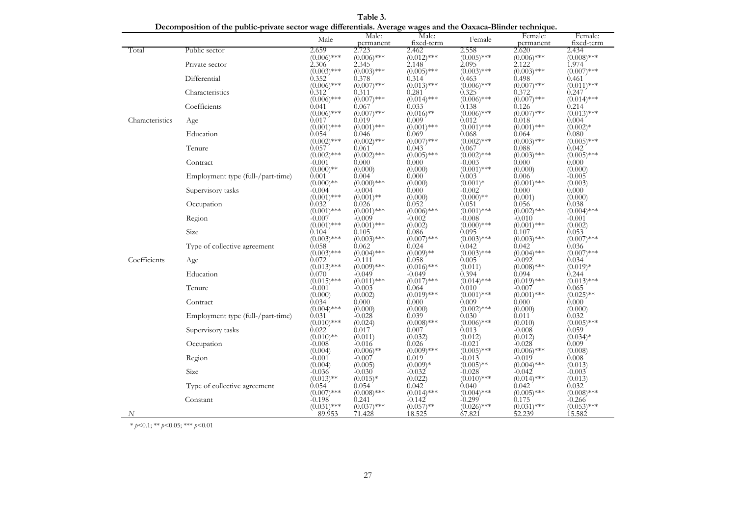**Table 3.**

**Decomposition of the public-private sector wage differentials. Average wages and the Oaxaca-Blinder technique.**

| | | Male | Male: permanent | Male: fixed-term | Female | Female: permanent | Female: fixed-term |
|---|---|---|---|---|---|---|---|
| Total | Public sector | 2.659 | 2.723 | 2.462 | 2.558 | 2.620 | 2.434 |
| | | (0.006)*** | (0.006)*** | (0.012)*** | (0.005)*** | (0.006)*** | (0.008)*** |
| | Private sector | 2.306 | 2.345 | 2.148 | 2.095 | 2.122 | 1.974 |
| | | (0.003)*** | (0.003)*** | (0.005)*** | (0.003)*** | (0.003)*** | (0.007)*** |
| | Differential | 0.352 | 0.378 | 0.314 | 0.463 | 0.498 | 0.461 |
| | | (0.006)*** | (0.007)*** | (0.013)*** | (0.006)*** | (0.007)*** | (0.011)*** |
| | Characteristics | 0.312 | 0.311 | 0.281 | 0.325 | 0.372 | 0.247 |
| | | (0.006)*** | (0.007)*** | (0.014)*** | (0.006)*** | (0.007)*** | (0.014)*** |
| | Coefficients | 0.041 | 0.067 | 0.033 | 0.138 | 0.126 | 0.214 |
| | | (0.006)*** | (0.007)*** | (0.016)** | (0.006)*** | (0.007)*** | (0.013)*** |
| Characteristics | Age | 0.017 | 0.019 | 0.009 | 0.012 | 0.018 | 0.004 |
| | | (0.001)*** | (0.001)*** | (0.001)*** | (0.001)*** | (0.001)*** | (0.002)* |
| | Education | 0.054 | 0.046 | 0.069 | 0.068 | 0.064 | 0.080 |
| | | (0.002)*** | (0.002)*** | (0.007)*** | (0.002)*** | (0.003)*** | (0.005)*** |
| | Tenure | 0.057 | 0.061 | 0.043 | 0.067 | 0.088 | 0.042 |
| | | (0.002)*** | (0.002)*** | (0.005)*** | (0.002)*** | (0.003)*** | (0.005)*** |
| | Contract | -0.001 | 0.000 | 0.000 | -0.003 | 0.000 | 0.000 |
| | | (0.000)** | (0.000) | (0.000) | (0.001)*** | (0.000) | (0.000) |
| | Employment type (full-/part-time) | 0.001 | 0.004 | 0.000 | 0.003 | 0.006 | -0.005 |
| | | (0.000)** | (0.000)*** | (0.000) | (0.001)* | (0.001)*** | (0.003) |
| | Supervisory tasks | -0.004 | -0.004 | 0.000 | -0.002 | 0.000 | 0.000 |
| | | (0.001)*** | (0.001)** | (0.000) | (0.000)** | (0.001) | (0.000) |
| | Occupation | 0.032 | 0.026 | 0.052 | 0.051 | 0.056 | 0.038 |
| | | (0.001)*** | (0.001)*** | (0.006)*** | (0.001)*** | (0.002)*** | (0.004)*** |
| | Region | -0.007 | -0.009 | -0.002 | -0.008 | -0.010 | -0.001 |
| | | (0.001)*** | (0.001)*** | (0.002) | (0.000)*** | (0.001)*** | (0.002) |
| | Size | 0.104 | 0.105 | 0.086 | 0.095 | 0.107 | 0.053 |
| | | (0.003)*** | (0.003)*** | (0.007)*** | (0.003)*** | (0.003)*** | (0.007)*** |
| | Type of collective agreement | 0.058 | 0.062 | 0.024 | 0.042 | 0.042 | 0.036 |
| | | (0.003)*** | (0.004)*** | (0.009)** | (0.003)*** | (0.004)*** | (0.007)*** |
| Coefficients | Age | 0.072 | -0.111 | 0.058 | 0.005 | -0.092 | 0.034 |
| | | (0.013)*** | (0.009)*** | (0.016)*** | (0.011) | (0.008)*** | (0.019)* |
| | Education | 0.070 | -0.049 | -0.049 | 0.394 | 0.094 | 0.244 |
| | | (0.015)*** | (0.011)*** | (0.017)*** | (0.014)*** | (0.019)*** | (0.013)*** |
| | Tenure | -0.001 | -0.003 | 0.064 | 0.010 | -0.007 | 0.065 |
| | | (0.000) | (0.002) | (0.019)*** | (0.001)*** | (0.001)*** | (0.025)** |
| | Contract | 0.034 | 0.000 | 0.000 | 0.009 | 0.000 | 0.000 |
| | | (0.004)*** | (0.000) | (0.000) | (0.002)*** | (0.000) | (0.000) |
| | Employment type (full-/part-time) | 0.031 | -0.028 | 0.039 | 0.030 | 0.011 | 0.032 |
| | | (0.010)*** | (0.024) | (0.008)*** | (0.006)*** | (0.010) | (0.005)*** |
| | Supervisory tasks | 0.022 | 0.017 | 0.007 | 0.013 | -0.008 | 0.059 |
| | | (0.010)** | (0.011) | (0.032) | (0.012) | (0.012) | (0.034)* |
| | Occupation | -0.008 | -0.016 | 0.026 | -0.021 | -0.028 | 0.009 |
| | | (0.004) | (0.006)** | (0.009)*** | (0.005)*** | (0.006)*** | (0.008) |
| | Region | -0.001 | -0.007 | 0.019 | -0.013 | -0.019 | 0.008 |
| | | (0.004) | (0.005) | (0.009)* | (0.005)** | (0.004)*** | (0.013) |
| | Size | -0.036 | -0.030 | -0.032 | -0.028 | -0.042 | -0.003 |
| | | (0.013)** | (0.015)* | (0.022) | (0.010)*** | (0.014)*** | (0.013) |
| | Type of collective agreement | 0.054 | 0.054 | 0.042 | 0.040 | 0.042 | 0.032 |
| | | (0.007)*** | (0.008)*** | (0.014)*** | (0.004)*** | (0.005)*** | (0.008)*** |
| | Constant | -0.198 | 0.241 | -0.142 | -0.299 | 0.175 | -0.266 |
| | | (0.031)*** | (0.037)*** | (0.057)** | (0.026)*** | (0.031)*** | (0.053)*** |
| *N* | | 89.953 | 71.428 | 18.525 | 67.821 | 52.239 | 15.582 |

* $p<0.1$; ** $p<0.05$; *** $p<0.01$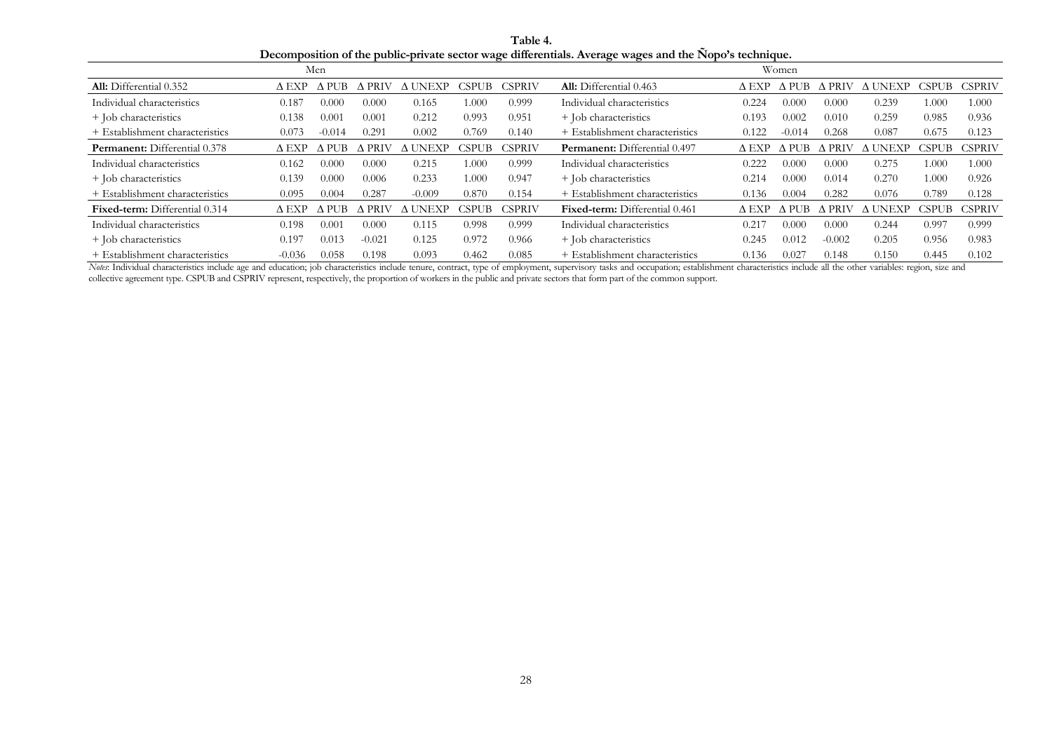**Table 4.**
**Decomposition of the public-private sector wage differentials. Average wages and the Ñopo's technique.**

| Men | | | | | | | Women | | | | | | |
|---|---|---|---|---|---|---|---|---|---|---|---|---|---|
| **All:** Differential 0.352 | Δ EXP | Δ PUB | Δ PRIV | Δ UNEXP | CSPUB | CSPRIV | **All:** Differential 0.463 | Δ EXP | Δ PUB | Δ PRIV | Δ UNEXP | CSPUB | CSPRIV |
| Individual characteristics | 0.187 | 0.000 | 0.000 | 0.165 | 1.000 | 0.999 | Individual characteristics | 0.224 | 0.000 | 0.000 | 0.239 | 1.000 | 1.000 |
| + Job characteristics | 0.138 | 0.001 | 0.001 | 0.212 | 0.993 | 0.951 | + Job characteristics | 0.193 | 0.002 | 0.010 | 0.259 | 0.985 | 0.936 |
| + Establishment characteristics | 0.073 | -0.014 | 0.291 | 0.002 | 0.769 | 0.140 | + Establishment characteristics | 0.122 | -0.014 | 0.268 | 0.087 | 0.675 | 0.123 |
| **Permanent:** Differential 0.378 | Δ EXP | Δ PUB | Δ PRIV | Δ UNEXP | CSPUB | CSPRIV | **Permanent:** Differential 0.497 | Δ EXP | Δ PUB | Δ PRIV | Δ UNEXP | CSPUB | CSPRIV |
| Individual characteristics | 0.162 | 0.000 | 0.000 | 0.215 | 1.000 | 0.999 | Individual characteristics | 0.222 | 0.000 | 0.000 | 0.275 | 1.000 | 1.000 |
| + Job characteristics | 0.139 | 0.000 | 0.006 | 0.233 | 1.000 | 0.947 | + Job characteristics | 0.214 | 0.000 | 0.014 | 0.270 | 1.000 | 0.926 |
| + Establishment characteristics | 0.095 | 0.004 | 0.287 | -0.009 | 0.870 | 0.154 | + Establishment characteristics | 0.136 | 0.004 | 0.282 | 0.076 | 0.789 | 0.128 |
| **Fixed-term:** Differential 0.314 | Δ EXP | Δ PUB | Δ PRIV | Δ UNEXP | CSPUB | CSPRIV | **Fixed-term:** Differential 0.461 | Δ EXP | Δ PUB | Δ PRIV | Δ UNEXP | CSPUB | CSPRIV |
| Individual characteristics | 0.198 | 0.001 | 0.000 | 0.115 | 0.998 | 0.999 | Individual characteristics | 0.217 | 0.000 | 0.000 | 0.244 | 0.997 | 0.999 |
| + Job characteristics | 0.197 | 0.013 | -0.021 | 0.125 | 0.972 | 0.966 | + Job characteristics | 0.245 | 0.012 | -0.002 | 0.205 | 0.956 | 0.983 |
| + Establishment characteristics | -0.036 | 0.058 | 0.198 | 0.093 | 0.462 | 0.085 | + Establishment characteristics | 0.136 | 0.027 | 0.148 | 0.150 | 0.445 | 0.102 |

*Notes*: Individual characteristics include age and education; job characteristics include tenure, contract, type of employment, supervisory tasks and occupation; establishment characteristics include all the other variables: region, size and collective agreement type. CSPUB and CSPRIV represent, respectively, the proportion of workers in the public and private sectors that form part of the common support.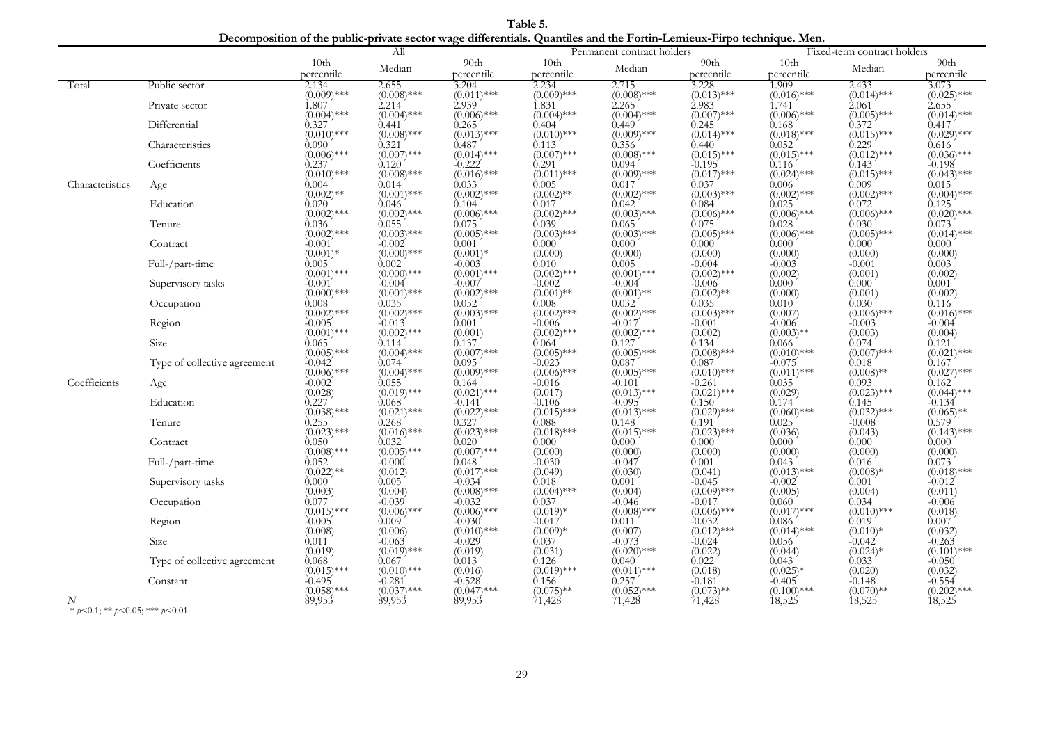**Table 5.**

**Decomposition of the public-private sector wage differentials. Quantiles and the Fortin-Lemieux-Firpo technique. Men.**

| | | All | | | Permanent contract holders | | | Fixed-term contract holders | | |
|---|---|---|---|---|---|---|---|---|---|---|
| | | 10th percentile | Median | 90th percentile | 10th percentile | Median | 90th percentile | 10th percentile | Median | 90th percentile |
| Total | Public sector | 2.134 | 2.655 | 3.204 | 2.234 | 2.715 | 3.228 | 1.909 | 2.433 | 3.073 |
| | | (0.009)*** | (0.008)*** | (0.011)*** | (0.009)*** | (0.008)*** | (0.013)*** | (0.016)*** | (0.014)*** | (0.025)*** |
| | Private sector | 1.807 | 2.214 | 2.939 | 1.831 | 2.265 | 2.983 | 1.741 | 2.061 | 2.655 |
| | | (0.004)*** | (0.004)*** | (0.006)*** | (0.004)*** | (0.004)*** | (0.007)*** | (0.006)*** | (0.005)*** | (0.014)*** |
| | Differential | 0.327 | 0.441 | 0.265 | 0.404 | 0.449 | 0.245 | 0.168 | 0.372 | 0.417 |
| | | (0.010)*** | (0.008)*** | (0.013)*** | (0.010)*** | (0.009)*** | (0.014)*** | (0.018)*** | (0.015)*** | (0.029)*** |
| | Characteristics | 0.090 | 0.321 | 0.487 | 0.113 | 0.356 | 0.440 | 0.052 | 0.229 | 0.616 |
| | | (0.006)*** | (0.007)*** | (0.014)*** | (0.007)*** | (0.008)*** | (0.015)*** | (0.015)*** | (0.012)*** | (0.036)*** |
| | Coefficients | 0.237 | 0.120 | -0.222 | 0.291 | 0.094 | -0.195 | 0.116 | 0.143 | -0.198 |
| | | (0.010)*** | (0.008)*** | (0.016)*** | (0.011)*** | (0.009)*** | (0.017)*** | (0.024)*** | (0.015)*** | (0.043)*** |
| Characteristics | Age | 0.004 | 0.014 | 0.033 | 0.005 | 0.017 | 0.037 | 0.006 | 0.009 | 0.015 |
| | | (0.002)** | (0.001)*** | (0.002)*** | (0.002)** | (0.002)*** | (0.003)*** | (0.002)*** | (0.002)*** | (0.004)*** |
| | Education | 0.020 | 0.046 | 0.104 | 0.017 | 0.042 | 0.084 | 0.025 | 0.072 | 0.125 |
| | | (0.002)*** | (0.002)*** | (0.006)*** | (0.002)*** | (0.003)*** | (0.006)*** | (0.006)*** | (0.006)*** | (0.020)*** |
| | Tenure | 0.036 | 0.055 | 0.075 | 0.039 | 0.065 | 0.075 | 0.028 | 0.030 | 0.073 |
| | | (0.002)*** | (0.003)*** | (0.005)*** | (0.003)*** | (0.003)*** | (0.005)*** | (0.006)*** | (0.005)*** | (0.014)*** |
| | Contract | -0.001 | -0.002 | 0.001 | 0.000 | 0.000 | 0.000 | 0.000 | 0.000 | 0.000 |
| | | (0.001)* | (0.000)*** | (0.001)* | (0.000) | (0.000) | (0.000) | (0.000) | (0.000) | (0.000) |
| | Full-/part-time | 0.005 | 0.002 | -0.003 | 0.010 | 0.005 | -0.004 | -0.003 | -0.001 | 0.003 |
| | | (0.001)*** | (0.000)*** | (0.001)*** | (0.002)*** | (0.001)*** | (0.002)*** | (0.002) | (0.001) | (0.002) |
| | Supervisory tasks | -0.001 | -0.004 | -0.007 | -0.002 | -0.004 | -0.006 | 0.000 | 0.000 | 0.001 |
| | | (0.000)*** | (0.001)*** | (0.002)*** | (0.001)** | (0.001)** | (0.002)** | (0.000) | (0.001) | (0.002) |
| | Occupation | 0.008 | 0.035 | 0.052 | 0.008 | 0.032 | 0.035 | 0.010 | 0.030 | 0.116 |
| | | (0.002)*** | (0.002)*** | (0.003)*** | (0.002)*** | (0.002)*** | (0.003)*** | (0.007) | (0.006)*** | (0.016)*** |
| | Region | -0.005 | -0.013 | 0.001 | -0.006 | -0.017 | -0.001 | -0.006 | -0.003 | -0.004 |
| | | (0.001)*** | (0.002)*** | (0.001) | (0.002)*** | (0.002)*** | (0.002) | (0.003)** | (0.003) | (0.004) |
| | Size | 0.065 | 0.114 | 0.137 | 0.064 | 0.127 | 0.134 | 0.066 | 0.074 | 0.121 |
| | | (0.005)*** | (0.004)*** | (0.007)*** | (0.005)*** | (0.005)*** | (0.008)*** | (0.010)*** | (0.007)*** | (0.021)*** |
| | Type of collective agreement | -0.042 | 0.074 | 0.095 | -0.023 | 0.087 | 0.087 | -0.075 | 0.018 | 0.167 |
| | | (0.006)*** | (0.004)*** | (0.009)*** | (0.006)*** | (0.005)*** | (0.010)*** | (0.011)*** | (0.008)** | (0.027)*** |
| Coefficients | Age | -0.002 | 0.055 | 0.164 | -0.016 | -0.101 | -0.261 | 0.035 | 0.093 | 0.162 |
| | | (0.028) | (0.019)*** | (0.021)*** | (0.017) | (0.013)*** | (0.021)*** | (0.029) | (0.023)*** | (0.044)*** |
| | Education | 0.227 | 0.068 | -0.141 | -0.106 | -0.095 | 0.150 | 0.174 | 0.145 | -0.134 |
| | | (0.038)*** | (0.021)*** | (0.022)*** | (0.015)*** | (0.013)*** | (0.029)*** | (0.060)*** | (0.032)*** | (0.065)** |
| | Tenure | 0.255 | 0.268 | 0.327 | 0.088 | 0.148 | 0.191 | 0.025 | -0.008 | 0.579 |
| | | (0.023)*** | (0.016)*** | (0.023)*** | (0.018)*** | (0.015)*** | (0.023)*** | (0.036) | (0.043) | (0.143)*** |
| | Contract | 0.050 | 0.032 | 0.020 | 0.000 | 0.000 | 0.000 | 0.000 | 0.000 | 0.000 |
| | | (0.008)*** | (0.005)*** | (0.007)*** | (0.000) | (0.000) | (0.000) | (0.000) | (0.000) | (0.000) |
| | Full-/part-time | 0.052 | -0.000 | 0.048 | -0.030 | -0.047 | 0.001 | 0.043 | 0.016 | 0.073 |
| | | (0.022)** | (0.012) | (0.017)*** | (0.049) | (0.030) | (0.041) | (0.013)*** | (0.008)* | (0.018)*** |
| | Supervisory tasks | 0.000 | 0.005 | -0.034 | 0.018 | 0.001 | -0.045 | -0.002 | 0.001 | -0.012 |
| | | (0.003) | (0.004) | (0.008)*** | (0.004)*** | (0.004) | (0.009)*** | (0.005) | (0.004) | (0.011) |
| | Occupation | 0.077 | -0.039 | -0.032 | 0.037 | -0.046 | -0.017 | 0.060 | 0.034 | -0.006 |
| | | (0.015)*** | (0.006)*** | (0.006)*** | (0.019)* | (0.008)*** | (0.006)*** | (0.017)*** | (0.010)*** | (0.018) |
| | Region | -0.005 | 0.009 | -0.030 | -0.017 | 0.011 | -0.032 | 0.086 | 0.019 | 0.007 |
| | | (0.008) | (0.006) | (0.010)*** | (0.009)* | (0.007) | (0.012)*** | (0.014)*** | (0.010)* | (0.032) |
| | Size | 0.011 | -0.063 | -0.029 | 0.037 | -0.073 | -0.024 | 0.056 | -0.042 | -0.263 |
| | | (0.019) | (0.019)*** | (0.019) | (0.031) | (0.020)*** | (0.022) | (0.044) | (0.024)* | (0.101)*** |
| | Type of collective agreement | 0.068 | 0.067 | 0.013 | 0.126 | 0.040 | 0.022 | 0.043 | 0.033 | -0.050 |
| | | (0.015)*** | (0.010)*** | (0.016) | (0.019)*** | (0.011)*** | (0.018) | (0.025)* | (0.020) | (0.032) |
| | Constant | -0.495 | -0.281 | -0.528 | 0.156 | 0.257 | -0.181 | -0.405 | -0.148 | -0.554 |
| | | (0.058)*** | (0.037)*** | (0.047)*** | (0.075)** | (0.052)*** | (0.073)** | (0.100)*** | (0.070)** | (0.202)*** |
| *N* | | 89,953 | 89,953 | 89,953 | 71,428 | 71,428 | 71,428 | 18,525 | 18,525 | 18,525 |

* $p<0.1$; ** $p<0.05$; *** $p<0.01$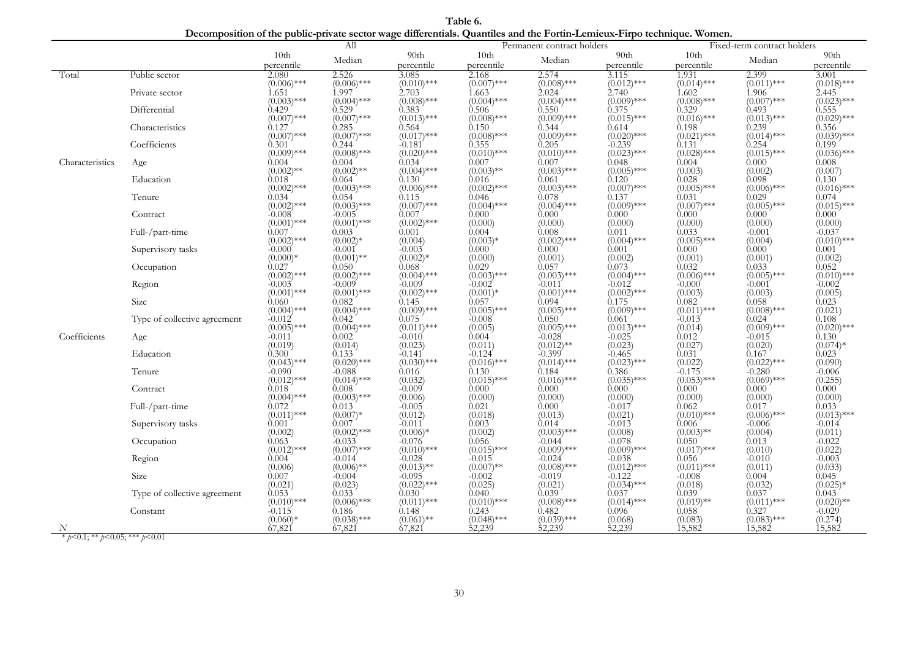**Table 6.**
**Decomposition of the public-private sector wage differentials. Quantiles and the Fortin-Lemieux-Firpo technique. Women.**

| | | All | | | Permanent contract holders | | | Fixed-term contract holders | | |
|---|---|---|---|---|---|---|---|---|---|---|
| | | 10th percentile | Median | 90th percentile | 10th percentile | Median | 90th percentile | 10th percentile | Median | 90th percentile |
| Total | Public sector | 2.080 | 2.526 | 3.085 | 2.168 | 2.574 | 3.115 | 1.931 | 2.399 | 3.001 |
| | | (0.006)*** | (0.006)*** | (0.010)*** | (0.007)*** | (0.008)*** | (0.012)*** | (0.014)*** | (0.011)*** | (0.018)*** |
| | Private sector | 1.651 | 1.997 | 2.703 | 1.663 | 2.024 | 2.740 | 1.602 | 1.906 | 2.445 |
| | | (0.003)*** | (0.004)*** | (0.008)*** | (0.004)*** | (0.004)*** | (0.009)*** | (0.008)*** | (0.007)*** | (0.023)*** |
| | Differential | 0.429 | 0.529 | 0.383 | 0.506 | 0.550 | 0.375 | 0.329 | 0.493 | 0.555 |
| | | (0.007)*** | (0.007)*** | (0.013)*** | (0.008)*** | (0.009)*** | (0.015)*** | (0.016)*** | (0.013)*** | (0.029)*** |
| | Characteristics | 0.127 | 0.285 | 0.564 | 0.150 | 0.344 | 0.614 | 0.198 | 0.239 | 0.356 |
| | | (0.007)*** | (0.007)*** | (0.017)*** | (0.008)*** | (0.009)*** | (0.020)*** | (0.021)*** | (0.014)*** | (0.039)*** |
| | Coefficients | 0.301 | 0.244 | -0.181 | 0.355 | 0.205 | -0.239 | 0.131 | 0.254 | 0.199 |
| | | (0.009)*** | (0.008)*** | (0.020)*** | (0.010)*** | (0.010)*** | (0.023)*** | (0.028)*** | (0.015)*** | (0.036)*** |
| Characteristics | Age | 0.004 | 0.004 | 0.034 | 0.007 | 0.007 | 0.048 | 0.004 | 0.000 | 0.008 |
| | | (0.002)** | (0.002)** | (0.004)*** | (0.003)** | (0.003)*** | (0.005)*** | (0.003) | (0.002) | (0.007) |
| | Education | 0.018 | 0.064 | 0.130 | 0.016 | 0.061 | 0.120 | 0.028 | 0.098 | 0.130 |
| | | (0.002)*** | (0.003)*** | (0.006)*** | (0.002)*** | (0.003)*** | (0.007)*** | (0.005)*** | (0.006)*** | (0.016)*** |
| | Tenure | 0.034 | 0.054 | 0.115 | 0.046 | 0.078 | 0.137 | 0.031 | 0.029 | 0.074 |
| | | (0.002)*** | (0.003)*** | (0.007)*** | (0.004)*** | (0.004)*** | (0.009)*** | (0.007)*** | (0.005)*** | (0.015)*** |
| | Contract | -0.008 | -0.005 | 0.007 | 0.000 | 0.000 | 0.000 | 0.000 | 0.000 | 0.000 |
| | | (0.001)*** | (0.001)*** | (0.002)*** | (0.000) | (0.000) | (0.000) | (0.000) | (0.000) | (0.000) |
| | Full-/part-time | 0.007 | 0.003 | 0.001 | 0.004 | 0.008 | 0.011 | 0.033 | -0.001 | -0.037 |
| | | (0.002)*** | (0.002)* | (0.004) | (0.003)* | (0.002)*** | (0.004)*** | (0.005)*** | (0.004) | (0.010)*** |
| | Supervisory tasks | -0.000 | -0.001 | -0.003 | 0.000 | 0.000 | 0.001 | 0.000 | 0.000 | 0.001 |
| | | (0.000)* | (0.001)** | (0.002)* | (0.000) | (0.001) | (0.002) | (0.001) | (0.001) | (0.002) |
| | Occupation | 0.027 | 0.050 | 0.068 | 0.029 | 0.057 | 0.073 | 0.032 | 0.033 | 0.052 |
| | | (0.002)*** | (0.002)*** | (0.004)*** | (0.003)*** | (0.003)*** | (0.004)*** | (0.006)*** | (0.005)*** | (0.010)*** |
| | Region | -0.003 | -0.009 | -0.009 | -0.002 | -0.011 | -0.012 | -0.000 | -0.001 | -0.002 |
| | | (0.001)*** | (0.001)*** | (0.002)*** | (0.001)* | (0.001)*** | (0.002)*** | (0.003) | (0.003) | (0.005) |
| | Size | 0.060 | 0.082 | 0.145 | 0.057 | 0.094 | 0.175 | 0.082 | 0.058 | 0.023 |
| | | (0.004)*** | (0.004)*** | (0.009)*** | (0.005)*** | (0.005)*** | (0.009)*** | (0.011)*** | (0.008)*** | (0.021) |
| | Type of collective agreement | -0.012 | 0.042 | 0.075 | -0.008 | 0.050 | 0.061 | -0.013 | 0.024 | 0.108 |
| | | (0.005)*** | (0.004)*** | (0.011)*** | (0.005) | (0.005)*** | (0.013)*** | (0.014) | (0.009)*** | (0.020)*** |
| Coefficients | Age | -0.011 | 0.002 | -0.010 | 0.004 | -0.028 | -0.025 | 0.012 | -0.015 | 0.130 |
| | | (0.019) | (0.014) | (0.023) | (0.011) | (0.012)** | (0.023) | (0.027) | (0.020) | (0.074)* |
| | Education | 0.300 | 0.133 | -0.141 | -0.124 | -0.399 | -0.465 | 0.031 | 0.167 | 0.023 |
| | | (0.043)*** | (0.020)*** | (0.030)*** | (0.016)*** | (0.014)*** | (0.023)*** | (0.022) | (0.022)*** | (0.090) |
| | Tenure | -0.090 | -0.088 | 0.016 | 0.130 | 0.184 | 0.386 | -0.175 | -0.280 | -0.006 |
| | | (0.012)*** | (0.014)*** | (0.032) | (0.015)*** | (0.016)*** | (0.035)*** | (0.053)*** | (0.069)*** | (0.255) |
| | Contract | 0.018 | 0.008 | -0.009 | 0.000 | 0.000 | 0.000 | 0.000 | 0.000 | 0.000 |
| | | (0.004)*** | (0.003)*** | (0.006) | (0.000) | (0.000) | (0.000) | (0.000) | (0.000) | (0.000) |
| | Full-/part-time | 0.072 | 0.013 | -0.005 | 0.021 | 0.000 | -0.017 | 0.062 | 0.017 | 0.033 |
| | | (0.011)*** | (0.007)* | (0.012) | (0.018) | (0.013) | (0.021) | (0.010)*** | (0.006)*** | (0.013)*** |
| | Supervisory tasks | 0.001 | 0.007 | -0.011 | 0.003 | 0.014 | -0.013 | 0.006 | -0.006 | -0.014 |
| | | (0.002) | (0.002)*** | (0.006)* | (0.002) | (0.003)*** | (0.008) | (0.003)** | (0.004) | (0.011) |
| | Occupation | 0.063 | -0.033 | -0.076 | 0.056 | -0.044 | -0.078 | 0.050 | 0.013 | -0.022 |
| | | (0.012)*** | (0.007)*** | (0.010)*** | (0.015)*** | (0.009)*** | (0.009)*** | (0.017)*** | (0.010) | (0.022) |
| | Region | 0.004 | -0.014 | -0.028 | -0.015 | -0.024 | -0.038 | 0.056 | -0.010 | -0.003 |
| | | (0.006) | (0.006)** | (0.013)** | (0.007)** | (0.008)*** | (0.012)*** | (0.011)*** | (0.011) | (0.033) |
| | Size | 0.007 | -0.004 | -0.095 | -0.002 | -0.019 | -0.122 | -0.008 | 0.004 | 0.045 |
| | | (0.021) | (0.023) | (0.022)*** | (0.025) | (0.021) | (0.034)*** | (0.018) | (0.032) | (0.025)* |
| | Type of collective agreement | 0.053 | 0.033 | 0.030 | 0.040 | 0.039 | 0.037 | 0.039 | 0.037 | 0.043 |
| | | (0.010)*** | (0.006)*** | (0.011)*** | (0.010)*** | (0.008)*** | (0.014)*** | (0.019)** | (0.011)*** | (0.020)** |
| | Constant | -0.115 | 0.186 | 0.148 | 0.243 | 0.482 | 0.096 | 0.058 | 0.327 | -0.029 |
| | | (0.060)* | (0.038)*** | (0.061)** | (0.048)*** | (0.039)*** | (0.068) | (0.083) | (0.083)*** | (0.274) |
| *N* | | 67,821 | 67,821 | 67,821 | 52,239 | 52,239 | 52,239 | 15,582 | 15,582 | 15,582 |

* $p$<0.1; ** $p$<0.05; *** $p$<0.01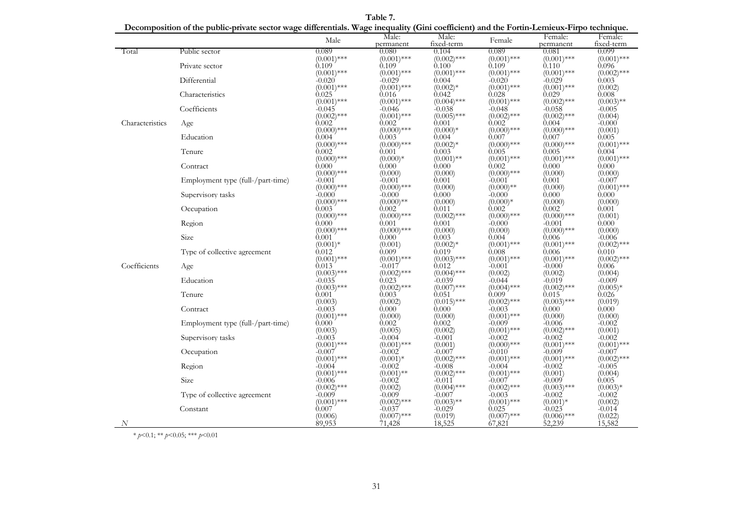**Table 7.**

**Decomposition of the public-private sector wage differentials. Wage inequality (Gini coefficient) and the Fortin-Lemieux-Firpo technique.**

| | | Male | Male: permanent | Male: fixed-term | Female | Female: permanent | Female: fixed-term |
|---|---|---|---|---|---|---|---|
| Total | Public sector | 0.089 | 0.080 | 0.104 | 0.089 | 0.081 | 0.099 |
| | | (0.001)*** | (0.001)*** | (0.002)*** | (0.001)*** | (0.001)*** | (0.001)*** |
| | Private sector | 0.109 | 0.109 | 0.100 | 0.109 | 0.110 | 0.096 |
| | | (0.001)*** | (0.001)*** | (0.001)*** | (0.001)*** | (0.001)*** | (0.002)*** |
| | Differential | -0.020 | -0.029 | 0.004 | -0.020 | -0.029 | 0.003 |
| | | (0.001)*** | (0.001)*** | (0.002)* | (0.001)*** | (0.001)*** | (0.002) |
| | Characteristics | 0.025 | 0.016 | 0.042 | 0.028 | 0.029 | 0.008 |
| | | (0.001)*** | (0.001)*** | (0.004)*** | (0.001)*** | (0.002)*** | (0.003)** |
| | Coefficients | -0.045 | -0.046 | -0.038 | -0.048 | -0.058 | -0.005 |
| | | (0.002)*** | (0.001)*** | (0.005)*** | (0.002)*** | (0.002)*** | (0.004) |
| Characteristics | Age | 0.002 | 0.002 | 0.001 | 0.002 | 0.004 | -0.000 |
| | | (0.000)*** | (0.000)*** | (0.000)* | (0.000)*** | (0.000)*** | (0.001) |
| | Education | 0.004 | 0.003 | 0.004 | 0.007 | 0.007 | 0.005 |
| | | (0.000)*** | (0.000)*** | (0.002)* | (0.000)*** | (0.000)*** | (0.001)*** |
| | Tenure | 0.002 | 0.001 | 0.003 | 0.005 | 0.005 | 0.004 |
| | | (0.000)*** | (0.000)* | (0.001)** | (0.001)*** | (0.001)*** | (0.001)*** |
| | Contract | 0.000 | 0.000 | 0.000 | 0.002 | 0.000 | 0.000 |
| | | (0.000)*** | (0.000) | (0.000) | (0.000)*** | (0.000) | (0.000) |
| | Employment type (full-/part-time) | -0.001 | -0.001 | 0.001 | -0.001 | 0.001 | -0.007 |
| | | (0.000)*** | (0.000)*** | (0.000) | (0.000)** | (0.000) | (0.001)*** |
| | Supervisory tasks | -0.000 | -0.000 | 0.000 | -0.000 | 0.000 | 0.000 |
| | | (0.000)*** | (0.000)** | (0.000) | (0.000)* | (0.000) | (0.000) |
| | Occupation | 0.003 | 0.002 | 0.011 | 0.002 | 0.002 | 0.001 |
| | | (0.000)*** | (0.000)*** | (0.002)*** | (0.000)*** | (0.000)*** | (0.001) |
| | Region | 0.000 | 0.001 | 0.001 | -0.000 | -0.001 | 0.000 |
| | | (0.000)*** | (0.000)*** | (0.000) | (0.000) | (0.000)*** | (0.000) |
| | Size | 0.001 | 0.000 | 0.003 | 0.004 | 0.006 | -0.006 |
| | | (0.001)* | (0.001) | (0.002)* | (0.001)*** | (0.001)*** | (0.002)*** |
| | Type of collective agreement | 0.012 | 0.009 | 0.019 | 0.008 | 0.006 | 0.010 |
| | | (0.001)*** | (0.001)*** | (0.003)*** | (0.001)*** | (0.001)*** | (0.002)*** |
| Coefficients | Age | 0.013 | -0.017 | 0.012 | -0.001 | -0.000 | 0.006 |
| | | (0.003)*** | (0.002)*** | (0.004)*** | (0.002) | (0.002) | (0.004) |
| | Education | -0.035 | 0.023 | -0.039 | -0.044 | -0.019 | -0.009 |
| | | (0.003)*** | (0.002)*** | (0.007)*** | (0.004)*** | (0.002)*** | (0.005)* |
| | Tenure | 0.001 | 0.003 | 0.051 | 0.009 | 0.015 | 0.026 |
| | | (0.003) | (0.002) | (0.015)*** | (0.002)*** | (0.003)*** | (0.019) |
| | Contract | -0.003 | 0.000 | 0.000 | -0.003 | 0.000 | 0.000 |
| | | (0.001)*** | (0.000) | (0.000) | (0.001)*** | (0.000) | (0.000) |
| | Employment type (full-/part-time) | 0.000 | 0.002 | 0.002 | -0.009 | -0.006 | -0.002 |
| | | (0.003) | (0.005) | (0.002) | (0.001)*** | (0.002)*** | (0.001) |
| | Supervisory tasks | -0.003 | -0.004 | -0.001 | -0.002 | -0.002 | -0.002 |
| | | (0.001)*** | (0.001)*** | (0.001) | (0.000)*** | (0.001)*** | (0.001)*** |
| | Occupation | -0.007 | -0.002 | -0.007 | -0.010 | -0.009 | -0.007 |
| | | (0.001)*** | (0.001)* | (0.002)*** | (0.001)*** | (0.001)*** | (0.002)*** |
| | Region | -0.004 | -0.002 | -0.008 | -0.004 | -0.002 | -0.005 |
| | | (0.001)*** | (0.001)** | (0.002)*** | (0.001)*** | (0.001) | (0.004) |
| | Size | -0.006 | -0.002 | -0.011 | -0.007 | -0.009 | 0.005 |
| | | (0.002)*** | (0.002) | (0.004)*** | (0.002)*** | (0.003)*** | (0.003)* |
| | Type of collective agreement | -0.009 | -0.009 | -0.007 | -0.003 | -0.002 | -0.002 |
| | | (0.001)*** | (0.002)*** | (0.003)** | (0.001)*** | (0.001)* | (0.002) |
| | Constant | 0.007 | -0.037 | -0.029 | 0.025 | -0.023 | -0.014 |
| | | (0.006) | (0.007)*** | (0.019) | (0.007)*** | (0.006)*** | (0.022) |
| *N* | | 89,953 | 71,428 | 18,525 | 67,821 | 52,239 | 15,582 |

* $p<0.1$; ** $p<0.05$; *** $p<0.01$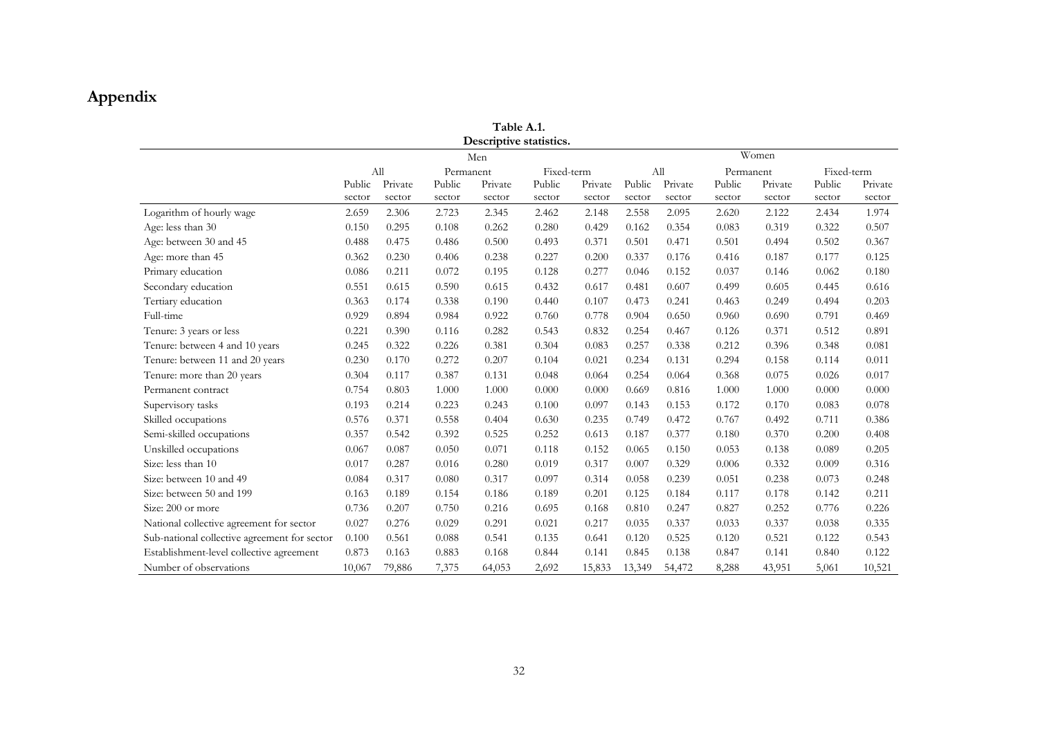# Appendix

**Table A.1.**
**Descriptive statistics.**

| | Men | | | | | | Women | | | | | |
|---|---|---|---|---|---|---|---|---|---|---|---|---|
| | All | | Permanent | | Fixed-term | | All | | Permanent | | Fixed-term | |
| | Public sector | Private sector | Public sector | Private sector | Public sector | Private sector | Public sector | Private sector | Public sector | Private sector | Public sector | Private sector |
| Logarithm of hourly wage | 2.659 | 2.306 | 2.723 | 2.345 | 2.462 | 2.148 | 2.558 | 2.095 | 2.620 | 2.122 | 2.434 | 1.974 |
| Age: less than 30 | 0.150 | 0.295 | 0.108 | 0.262 | 0.280 | 0.429 | 0.162 | 0.354 | 0.083 | 0.319 | 0.322 | 0.507 |
| Age: between 30 and 45 | 0.488 | 0.475 | 0.486 | 0.500 | 0.493 | 0.371 | 0.501 | 0.471 | 0.501 | 0.494 | 0.502 | 0.367 |
| Age: more than 45 | 0.362 | 0.230 | 0.406 | 0.238 | 0.227 | 0.200 | 0.337 | 0.176 | 0.416 | 0.187 | 0.177 | 0.125 |
| Primary education | 0.086 | 0.211 | 0.072 | 0.195 | 0.128 | 0.277 | 0.046 | 0.152 | 0.037 | 0.146 | 0.062 | 0.180 |
| Secondary education | 0.551 | 0.615 | 0.590 | 0.615 | 0.432 | 0.617 | 0.481 | 0.607 | 0.499 | 0.605 | 0.445 | 0.616 |
| Tertiary education | 0.363 | 0.174 | 0.338 | 0.190 | 0.440 | 0.107 | 0.473 | 0.241 | 0.463 | 0.249 | 0.494 | 0.203 |
| Full-time | 0.929 | 0.894 | 0.984 | 0.922 | 0.760 | 0.778 | 0.904 | 0.650 | 0.960 | 0.690 | 0.791 | 0.469 |
| Tenure: 3 years or less | 0.221 | 0.390 | 0.116 | 0.282 | 0.543 | 0.832 | 0.254 | 0.467 | 0.126 | 0.371 | 0.512 | 0.891 |
| Tenure: between 4 and 10 years | 0.245 | 0.322 | 0.226 | 0.381 | 0.304 | 0.083 | 0.257 | 0.338 | 0.212 | 0.396 | 0.348 | 0.081 |
| Tenure: between 11 and 20 years | 0.230 | 0.170 | 0.272 | 0.207 | 0.104 | 0.021 | 0.234 | 0.131 | 0.294 | 0.158 | 0.114 | 0.011 |
| Tenure: more than 20 years | 0.304 | 0.117 | 0.387 | 0.131 | 0.048 | 0.064 | 0.254 | 0.064 | 0.368 | 0.075 | 0.026 | 0.017 |
| Permanent contract | 0.754 | 0.803 | 1.000 | 1.000 | 0.000 | 0.000 | 0.669 | 0.816 | 1.000 | 1.000 | 0.000 | 0.000 |
| Supervisory tasks | 0.193 | 0.214 | 0.223 | 0.243 | 0.100 | 0.097 | 0.143 | 0.153 | 0.172 | 0.170 | 0.083 | 0.078 |
| Skilled occupations | 0.576 | 0.371 | 0.558 | 0.404 | 0.630 | 0.235 | 0.749 | 0.472 | 0.767 | 0.492 | 0.711 | 0.386 |
| Semi-skilled occupations | 0.357 | 0.542 | 0.392 | 0.525 | 0.252 | 0.613 | 0.187 | 0.377 | 0.180 | 0.370 | 0.200 | 0.408 |
| Unskilled occupations | 0.067 | 0.087 | 0.050 | 0.071 | 0.118 | 0.152 | 0.065 | 0.150 | 0.053 | 0.138 | 0.089 | 0.205 |
| Size: less than 10 | 0.017 | 0.287 | 0.016 | 0.280 | 0.019 | 0.317 | 0.007 | 0.329 | 0.006 | 0.332 | 0.009 | 0.316 |
| Size: between 10 and 49 | 0.084 | 0.317 | 0.080 | 0.317 | 0.097 | 0.314 | 0.058 | 0.239 | 0.051 | 0.238 | 0.073 | 0.248 |
| Size: between 50 and 199 | 0.163 | 0.189 | 0.154 | 0.186 | 0.189 | 0.201 | 0.125 | 0.184 | 0.117 | 0.178 | 0.142 | 0.211 |
| Size: 200 or more | 0.736 | 0.207 | 0.750 | 0.216 | 0.695 | 0.168 | 0.810 | 0.247 | 0.827 | 0.252 | 0.776 | 0.226 |
| National collective agreement for sector | 0.027 | 0.276 | 0.029 | 0.291 | 0.021 | 0.217 | 0.035 | 0.337 | 0.033 | 0.337 | 0.038 | 0.335 |
| Sub-national collective agreement for sector | 0.100 | 0.561 | 0.088 | 0.541 | 0.135 | 0.641 | 0.120 | 0.525 | 0.120 | 0.521 | 0.122 | 0.543 |
| Establishment-level collective agreement | 0.873 | 0.163 | 0.883 | 0.168 | 0.844 | 0.141 | 0.845 | 0.138 | 0.847 | 0.141 | 0.840 | 0.122 |
| Number of observations | 10,067 | 79,886 | 7,375 | 64,053 | 2,692 | 15,833 | 13,349 | 54,472 | 8,288 | 43,951 | 5,061 | 10,521 |